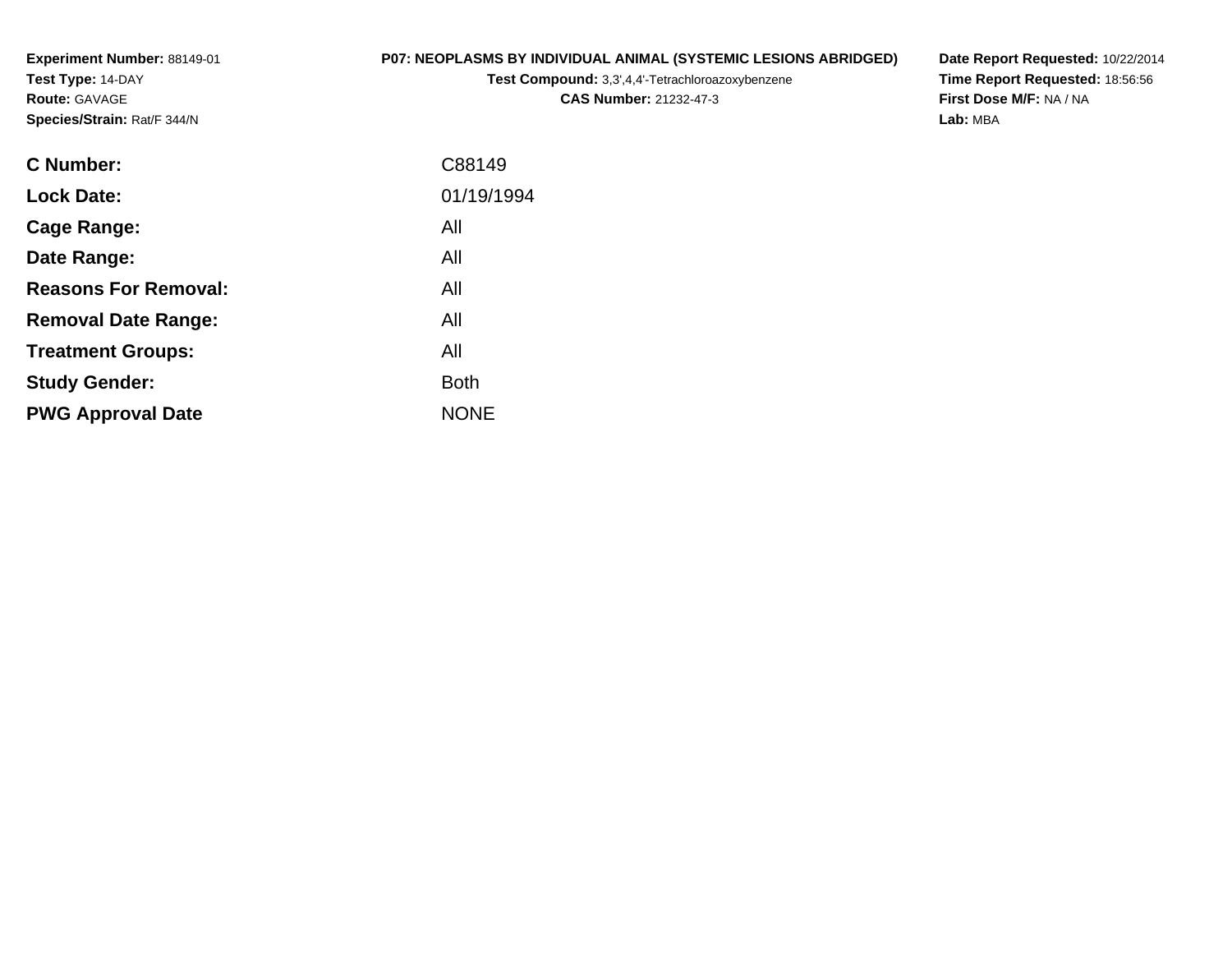**Experiment Number:** 88149-01
**Test Type:** 14-DAY
**Route:** GAVAGE
**Species/Strain:** Rat/F 344/N

**P07: NEOPLASMS BY INDIVIDUAL ANIMAL (SYSTEMIC LESIONS ABRIDGED)**
**Test Compound:** 3,3',4,4'-Tetrachloroazoxybenzene
**CAS Number:** 21232-47-3

**Date Report Requested:** 10/22/2014
**Time Report Requested:** 18:56:56
**First Dose M/F:** NA / NA
**Lab:** MBA

| | |
|---|---|
| **C Number:** | C88149 |
| **Lock Date:** | 01/19/1994 |
| **Cage Range:** | All |
| **Date Range:** | All |
| **Reasons For Removal:** | All |
| **Removal Date Range:** | All |
| **Treatment Groups:** | All |
| **Study Gender:** | Both |
| **PWG Approval Date** | NONE |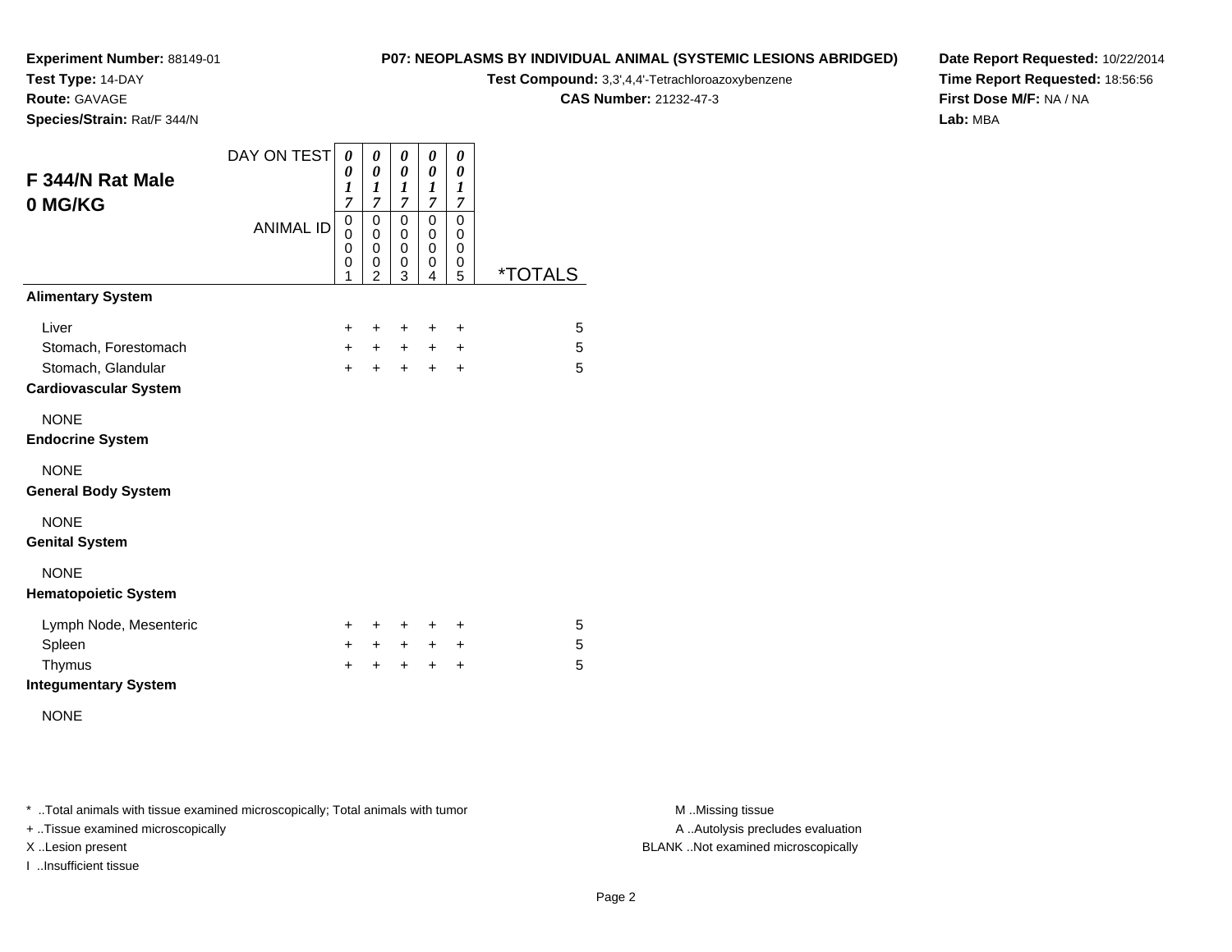**Experiment Number:** 88149-01
**Test Type:** 14-DAY
**Route:** GAVAGE
**Species/Strain:** Rat/F 344/N

**P07: NEOPLASMS BY INDIVIDUAL ANIMAL (SYSTEMIC LESIONS ABRIDGED)**
**Test Compound:** 3,3',4,4'-Tetrachloroazoxybenzene
**CAS Number:** 21232-47-3

**Date Report Requested:** 10/22/2014
**Time Report Requested:** 18:56:56
**First Dose M/F:** NA / NA
**Lab:** MBA

## F 344/N Rat Male 0 MG/KG

| DAY ON TEST | 0017 | 0017 | 0017 | 0017 | 0017 | |
|---|---|---|---|---|---|---|
| ANIMAL ID | 00001 | 00002 | 00003 | 00004 | 00005 | *TOTALS |
| **Alimentary System** | | | | | | |
| Liver | + | + | + | + | + | 5 |
| Stomach, Forestomach | + | + | + | + | + | 5 |
| Stomach, Glandular | + | + | + | + | + | 5 |
| **Cardiovascular System** | | | | | | |
| NONE | | | | | | |
| **Endocrine System** | | | | | | |
| NONE | | | | | | |
| **General Body System** | | | | | | |
| NONE | | | | | | |
| **Genital System** | | | | | | |
| NONE | | | | | | |
| **Hematopoietic System** | | | | | | |
| Lymph Node, Mesenteric | + | + | + | + | + | 5 |
| Spleen | + | + | + | + | + | 5 |
| Thymus | + | + | + | + | + | 5 |
| **Integumentary System** | | | | | | |
| NONE | | | | | | |

* ..Total animals with tissue examined microscopically; Total animals with tumor
+ ..Tissue examined microscopically
X ..Lesion present
I ..Insufficient tissue

M ..Missing tissue
A ..Autolysis precludes evaluation
BLANK ..Not examined microscopically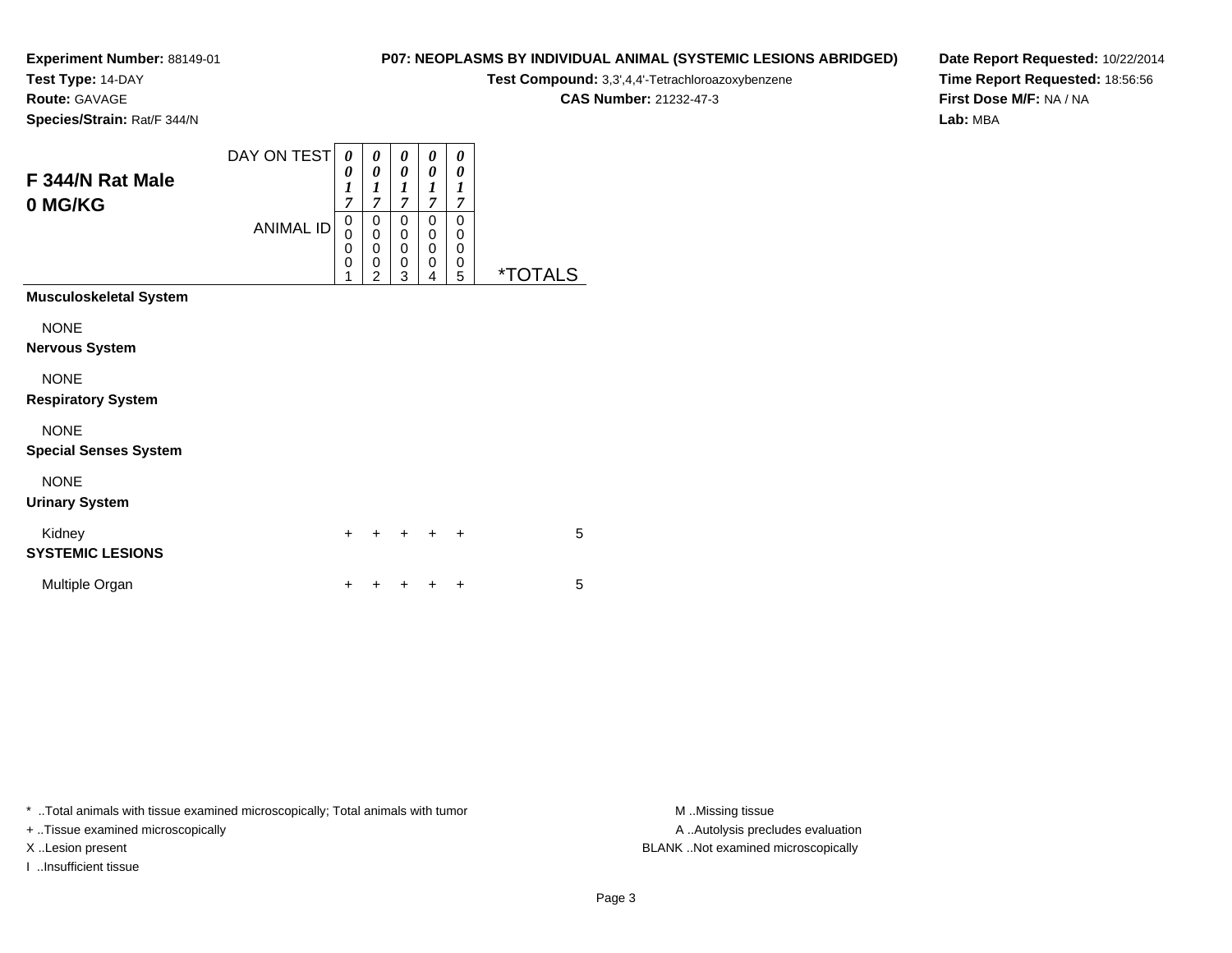**Experiment Number:** 88149-01
**Test Type:** 14-DAY
**Route:** GAVAGE
**Species/Strain:** Rat/F 344/N

**P07: NEOPLASMS BY INDIVIDUAL ANIMAL (SYSTEMIC LESIONS ABRIDGED)**
**Test Compound:** 3,3',4,4'-Tetrachloroazoxybenzene
**CAS Number:** 21232-47-3

**Date Report Requested:** 10/22/2014
**Time Report Requested:** 18:56:56
**First Dose M/F:** NA / NA
**Lab:** MBA

## F 344/N Rat Male
## 0 MG/KG

| DAY ON TEST | 0017 | 0017 | 0017 | 0017 | 0017 | |
|---|---|---|---|---|---|---|
| ANIMAL ID | 00001 | 00002 | 00003 | 00004 | 00005 | *TOTALS |
| **Musculoskeletal System** | | | | | | |
| NONE | | | | | | |
| **Nervous System** | | | | | | |
| NONE | | | | | | |
| **Respiratory System** | | | | | | |
| NONE | | | | | | |
| **Special Senses System** | | | | | | |
| NONE | | | | | | |
| **Urinary System** | | | | | | |
| Kidney | + | + | + | + | + | 5 |
| **SYSTEMIC LESIONS** | | | | | | |
| Multiple Organ | + | + | + | + | + | 5 |

* ..Total animals with tissue examined microscopically; Total animals with tumor
+ ..Tissue examined microscopically
X ..Lesion present
I ..Insufficient tissue

M ..Missing tissue
A ..Autolysis precludes evaluation
BLANK ..Not examined microscopically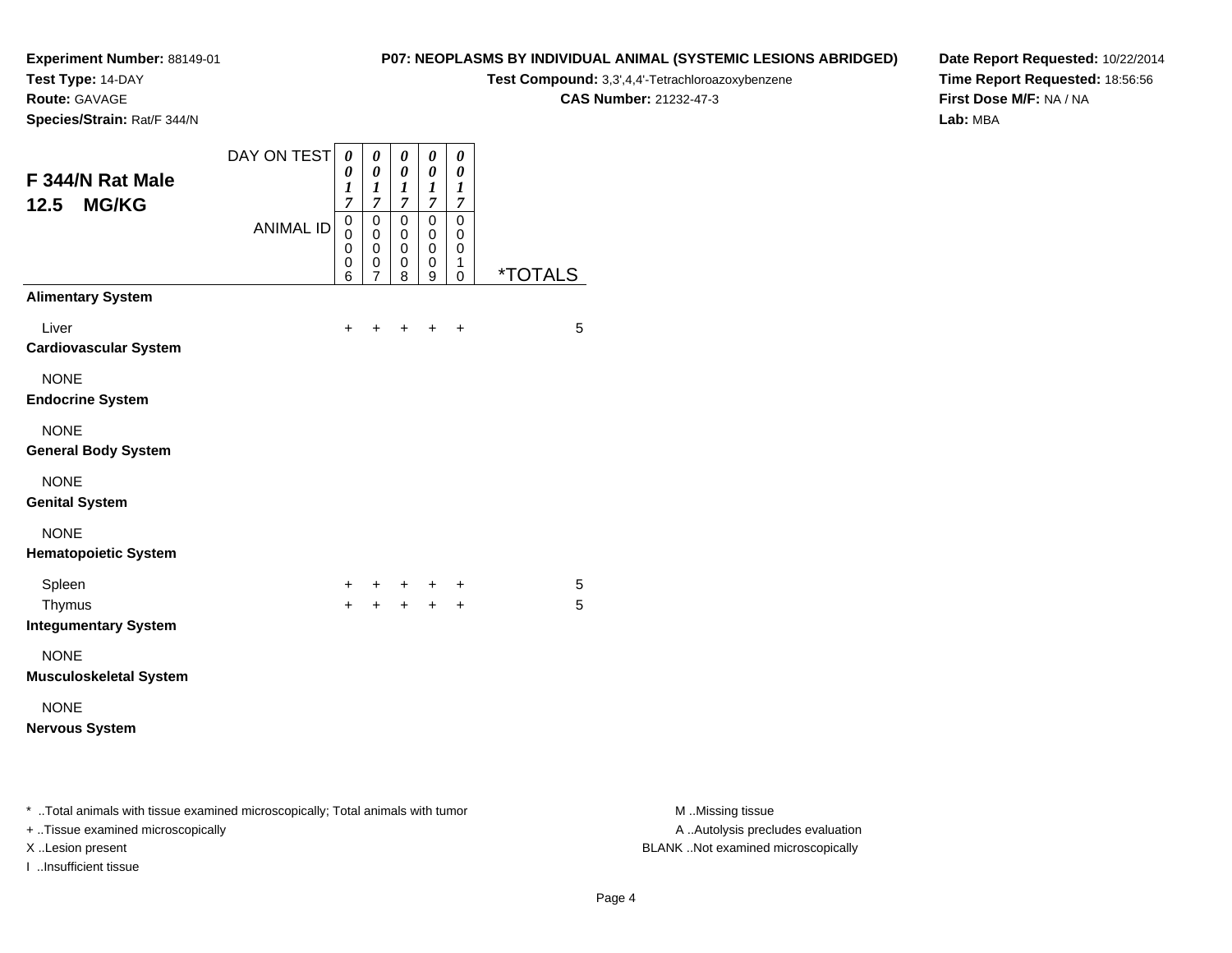**Experiment Number:** 88149-01
**Test Type:** 14-DAY
**Route:** GAVAGE
**Species/Strain:** Rat/F 344/N

**P07: NEOPLASMS BY INDIVIDUAL ANIMAL (SYSTEMIC LESIONS ABRIDGED)**
**Test Compound:** 3,3',4,4'-Tetrachloroazoxybenzene
**CAS Number:** 21232-47-3

**Date Report Requested:** 10/22/2014
**Time Report Requested:** 18:56:56
**First Dose M/F:** NA / NA
**Lab:** MBA

## F 344/N Rat Male
## 12.5 MG/KG

| DAY ON TEST | 0017 | 0017 | 0017 | 0017 | 0017 | |
|---|---|---|---|---|---|---|
| **ANIMAL ID** | 00006 | 00007 | 00008 | 00009 | 00010 | ***TOTALS** |
| **Alimentary System** | | | | | | |
| Liver | + | + | + | + | + | 5 |
| **Cardiovascular System** | | | | | | |
| NONE | | | | | | |
| **Endocrine System** | | | | | | |
| NONE | | | | | | |
| **General Body System** | | | | | | |
| NONE | | | | | | |
| **Genital System** | | | | | | |
| NONE | | | | | | |
| **Hematopoietic System** | | | | | | |
| Spleen | + | + | + | + | + | 5 |
| Thymus | + | + | + | + | + | 5 |
| **Integumentary System** | | | | | | |
| NONE | | | | | | |
| **Musculoskeletal System** | | | | | | |
| NONE | | | | | | |
| **Nervous System** | | | | | | |

* ..Total animals with tissue examined microscopically; Total animals with tumor
+ ..Tissue examined microscopically
X ..Lesion present
I ..Insufficient tissue

M ..Missing tissue
A ..Autolysis precludes evaluation
BLANK ..Not examined microscopically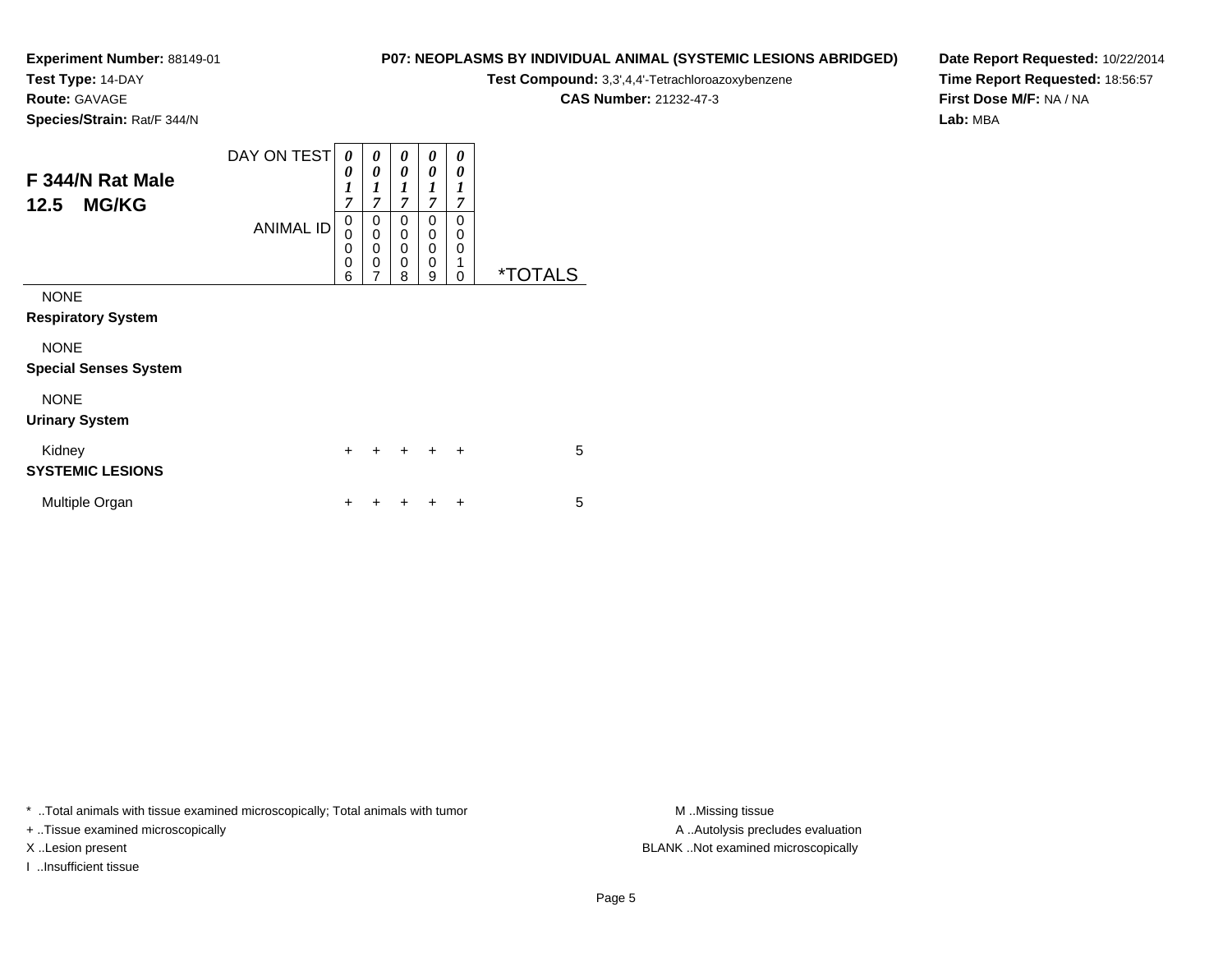**Experiment Number:** 88149-01
**Test Type:** 14-DAY
**Route:** GAVAGE
**Species/Strain:** Rat/F 344/N

**P07: NEOPLASMS BY INDIVIDUAL ANIMAL (SYSTEMIC LESIONS ABRIDGED)**
**Test Compound:** 3,3',4,4'-Tetrachloroazoxybenzene
**CAS Number:** 21232-47-3

**Date Report Requested:** 10/22/2014
**Time Report Requested:** 18:56:57
**First Dose M/F:** NA / NA
**Lab:** MBA

## F 344/N Rat Male
## 12.5 MG/KG

| DAY ON TEST | 0017 | 0017 | 0017 | 0017 | 0017 | |
|---|---|---|---|---|---|---|
| ANIMAL ID | 00006 | 00007 | 00008 | 00009 | 00010 | *TOTALS |
| NONE | | | | | | |
| **Respiratory System** | | | | | | |
| NONE | | | | | | |
| **Special Senses System** | | | | | | |
| NONE | | | | | | |
| **Urinary System** | | | | | | |
| Kidney | + | + | + | + | + | 5 |
| **SYSTEMIC LESIONS** | | | | | | |
| Multiple Organ | + | + | + | + | + | 5 |

* ..Total animals with tissue examined microscopically; Total animals with tumor
+ ..Tissue examined microscopically
X ..Lesion present
I ..Insufficient tissue

M ..Missing tissue
A ..Autolysis precludes evaluation
BLANK ..Not examined microscopically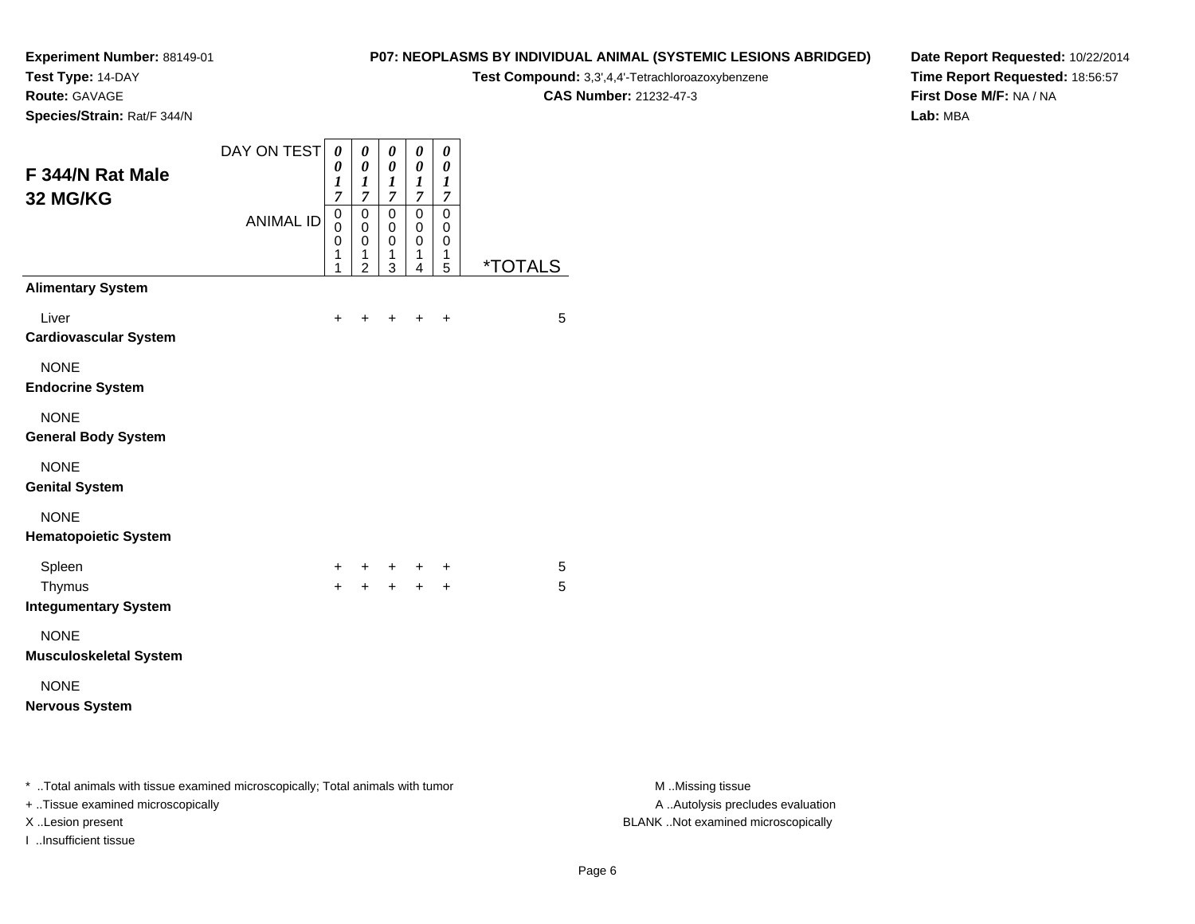**Experiment Number:** 88149-01
**Test Type:** 14-DAY
**Route:** GAVAGE
**Species/Strain:** Rat/F 344/N

**P07: NEOPLASMS BY INDIVIDUAL ANIMAL (SYSTEMIC LESIONS ABRIDGED)**
**Test Compound:** 3,3',4,4'-Tetrachloroazoxybenzene
**CAS Number:** 21232-47-3

**Date Report Requested:** 10/22/2014
**Time Report Requested:** 18:56:57
**First Dose M/F:** NA / NA
**Lab:** MBA

## F 344/N Rat Male 32 MG/KG

| DAY ON TEST | 0017 | 0017 | 0017 | 0017 | 0017 | |
|---|---|---|---|---|---|---|
| ANIMAL ID | 00011 | 00012 | 00013 | 00014 | 00015 | *TOTALS |
| **Alimentary System** | | | | | | |
| Liver | + | + | + | + | + | 5 |
| **Cardiovascular System** | | | | | | |
| NONE | | | | | | |
| **Endocrine System** | | | | | | |
| NONE | | | | | | |
| **General Body System** | | | | | | |
| NONE | | | | | | |
| **Genital System** | | | | | | |
| NONE | | | | | | |
| **Hematopoietic System** | | | | | | |
| Spleen | + | + | + | + | + | 5 |
| Thymus | + | + | + | + | + | 5 |
| **Integumentary System** | | | | | | |
| NONE | | | | | | |
| **Musculoskeletal System** | | | | | | |
| NONE | | | | | | |
| **Nervous System** | | | | | | |

* ..Total animals with tissue examined microscopically; Total animals with tumor
+ ..Tissue examined microscopically
X ..Lesion present
I ..Insufficient tissue

M ..Missing tissue
A ..Autolysis precludes evaluation
BLANK ..Not examined microscopically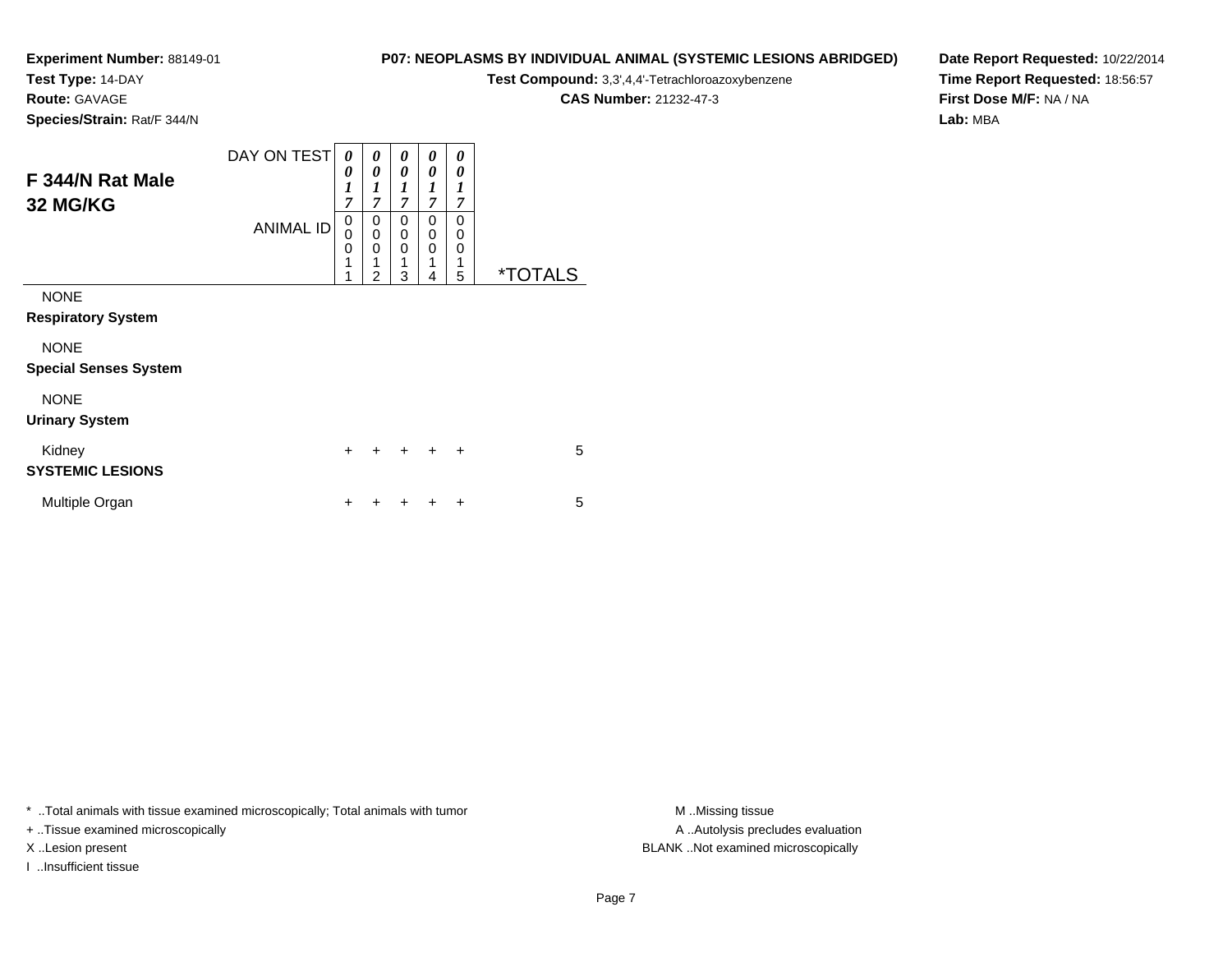**Experiment Number:** 88149-01
**Test Type:** 14-DAY
**Route:** GAVAGE
**Species/Strain:** Rat/F 344/N

**P07: NEOPLASMS BY INDIVIDUAL ANIMAL (SYSTEMIC LESIONS ABRIDGED)**
**Test Compound:** 3,3',4,4'-Tetrachloroazoxybenzene
**CAS Number:** 21232-47-3

**Date Report Requested:** 10/22/2014
**Time Report Requested:** 18:56:57
**First Dose M/F:** NA / NA
**Lab:** MBA

## F 344/N Rat Male 32 MG/KG

| DAY ON TEST | 0017 | 0017 | 0017 | 0017 | 0017 | |
|---|---|---|---|---|---|---|
| ANIMAL ID | 00011 | 00012 | 00013 | 00014 | 00015 | *TOTALS |
| NONE | | | | | | |
| **Respiratory System** | | | | | | |
| NONE | | | | | | |
| **Special Senses System** | | | | | | |
| NONE | | | | | | |
| **Urinary System** | | | | | | |
| Kidney | + | + | + | + | + | 5 |
| **SYSTEMIC LESIONS** | | | | | | |
| Multiple Organ | + | + | + | + | + | 5 |

* ..Total animals with tissue examined microscopically; Total animals with tumor
+ ..Tissue examined microscopically
X ..Lesion present
I ..Insufficient tissue

M ..Missing tissue
A ..Autolysis precludes evaluation
BLANK ..Not examined microscopically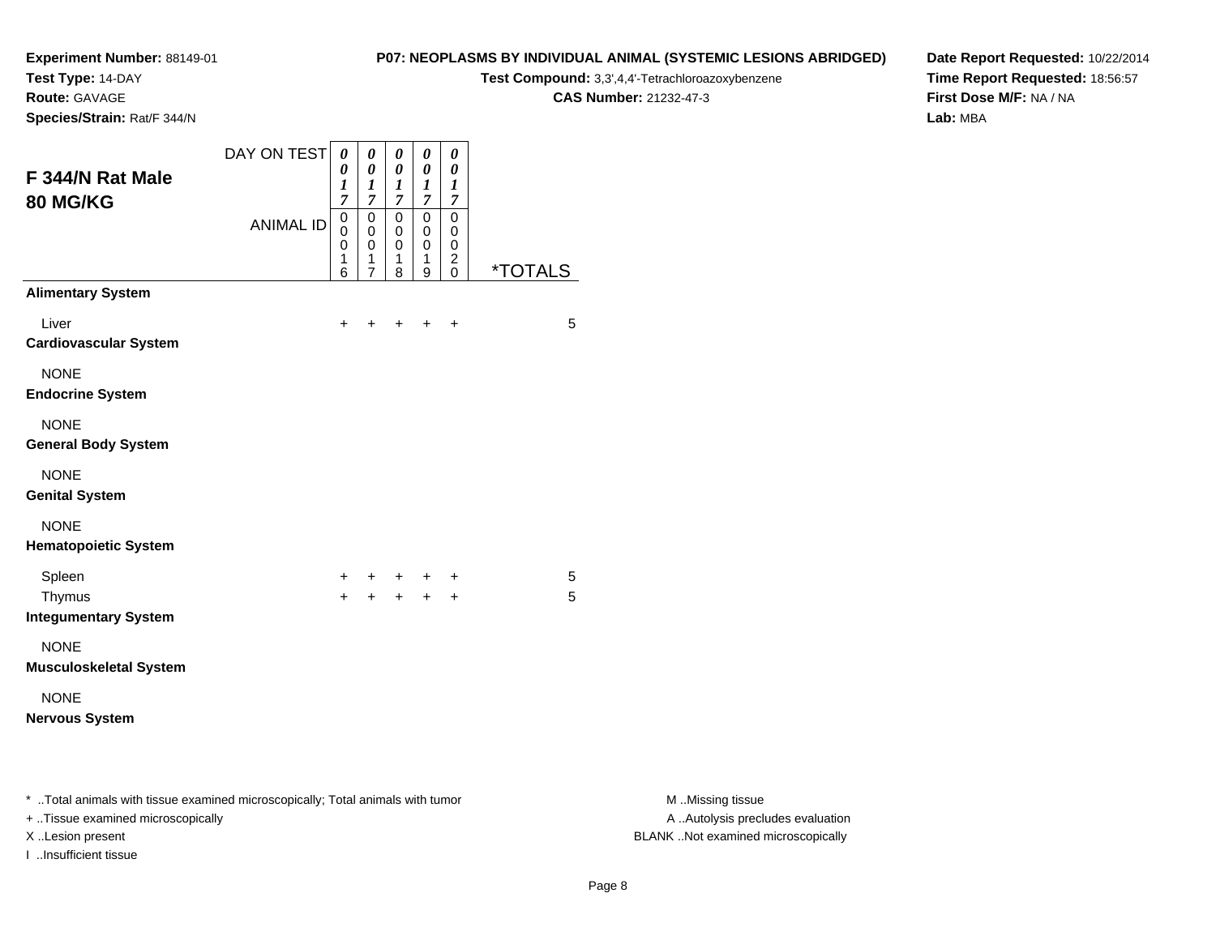**Experiment Number:** 88149-01
**Test Type:** 14-DAY
**Route:** GAVAGE
**Species/Strain:** Rat/F 344/N

**P07: NEOPLASMS BY INDIVIDUAL ANIMAL (SYSTEMIC LESIONS ABRIDGED)**
**Test Compound:** 3,3',4,4'-Tetrachloroazoxybenzene
**CAS Number:** 21232-47-3

**Date Report Requested:** 10/22/2014
**Time Report Requested:** 18:56:57
**First Dose M/F:** NA / NA
**Lab:** MBA

## F 344/N Rat Male 80 MG/KG

| DAY ON TEST | 0017 | 0017 | 0017 | 0017 | 0017 | |
|---|---|---|---|---|---|---|
| ANIMAL ID | 00016 | 00017 | 00018 | 00019 | 00020 | *TOTALS |
| **Alimentary System** | | | | | | |
| Liver | + | + | + | + | + | 5 |
| **Cardiovascular System** | | | | | | |
| NONE | | | | | | |
| **Endocrine System** | | | | | | |
| NONE | | | | | | |
| **General Body System** | | | | | | |
| NONE | | | | | | |
| **Genital System** | | | | | | |
| NONE | | | | | | |
| **Hematopoietic System** | | | | | | |
| Spleen | + | + | + | + | + | 5 |
| Thymus | + | + | + | + | + | 5 |
| **Integumentary System** | | | | | | |
| NONE | | | | | | |
| **Musculoskeletal System** | | | | | | |
| NONE | | | | | | |
| **Nervous System** | | | | | | |

* ..Total animals with tissue examined microscopically; Total animals with tumor
+ ..Tissue examined microscopically
X ..Lesion present
I ..Insufficient tissue

M ..Missing tissue
A ..Autolysis precludes evaluation
BLANK ..Not examined microscopically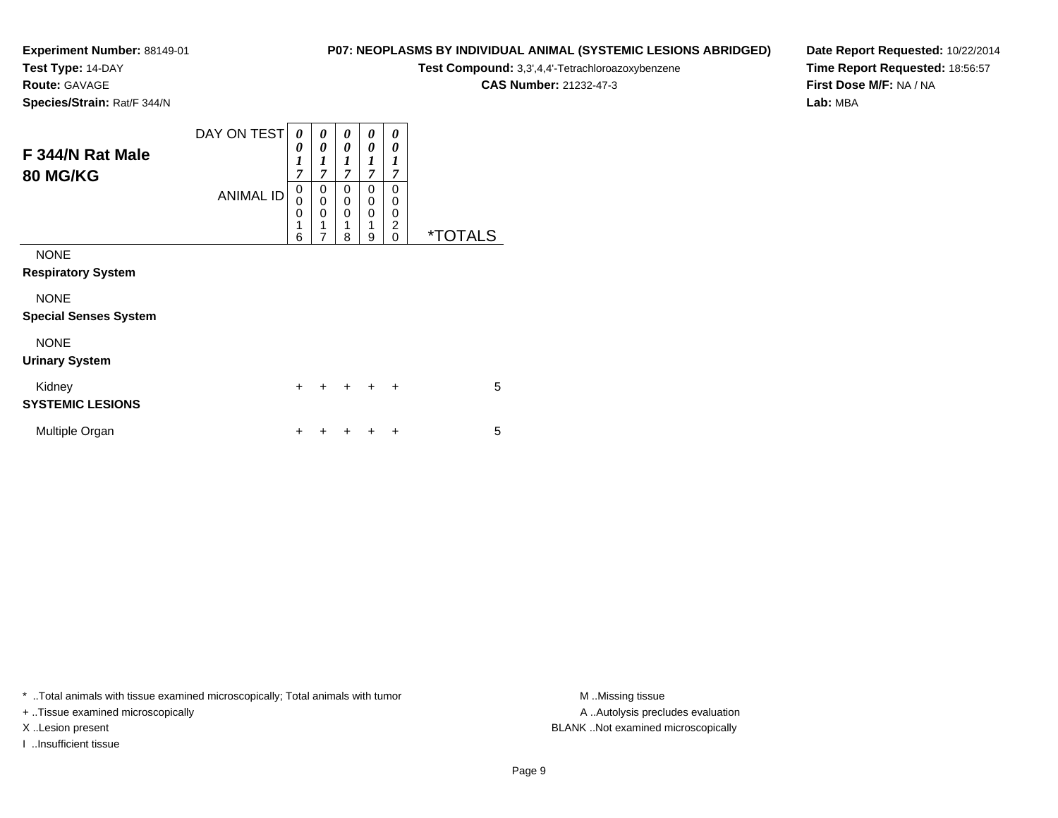**Experiment Number:** 88149-01
**Test Type:** 14-DAY
**Route:** GAVAGE
**Species/Strain:** Rat/F 344/N

**P07: NEOPLASMS BY INDIVIDUAL ANIMAL (SYSTEMIC LESIONS ABRIDGED)**
**Test Compound:** 3,3',4,4'-Tetrachloroazoxybenzene
**CAS Number:** 21232-47-3

**Date Report Requested:** 10/22/2014
**Time Report Requested:** 18:56:57
**First Dose M/F:** NA / NA
**Lab:** MBA

## F 344/N Rat Male 80 MG/KG

| DAY ON TEST | 0017 | 0017 | 0017 | 0017 | 0017 | |
|---|---|---|---|---|---|---|
| ANIMAL ID | 00016 | 00017 | 00018 | 00019 | 00020 | *TOTALS |
| NONE | | | | | | |
| **Respiratory System** | | | | | | |
| NONE | | | | | | |
| **Special Senses System** | | | | | | |
| NONE | | | | | | |
| **Urinary System** | | | | | | |
| Kidney | + | + | + | + | + | 5 |
| **SYSTEMIC LESIONS** | | | | | | |
| Multiple Organ | + | + | + | + | + | 5 |

* ..Total animals with tissue examined microscopically; Total animals with tumor
+ ..Tissue examined microscopically
X ..Lesion present
I ..Insufficient tissue

M ..Missing tissue
A ..Autolysis precludes evaluation
BLANK ..Not examined microscopically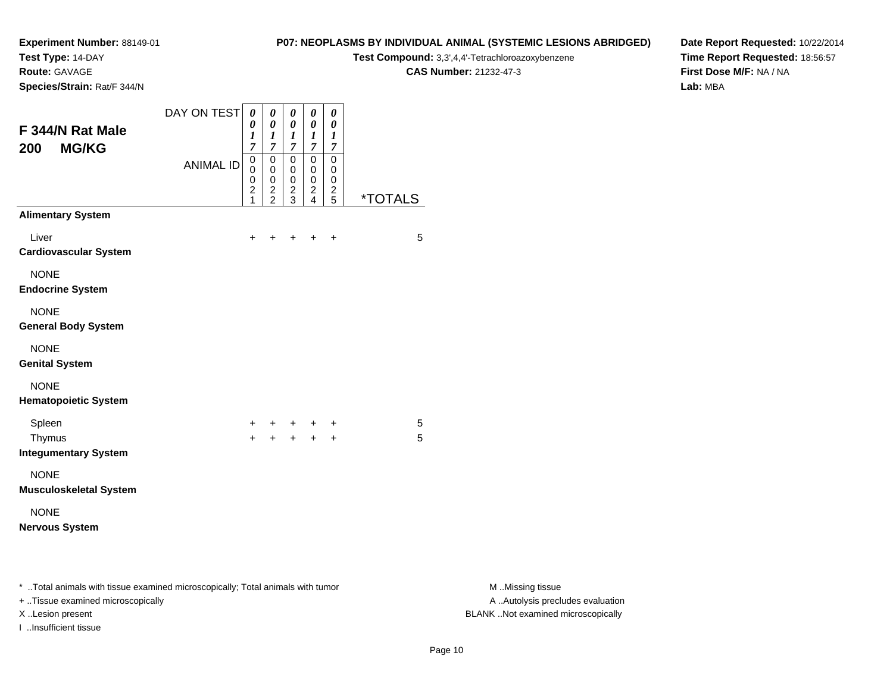**Experiment Number:** 88149-01
**Test Type:** 14-DAY
**Route:** GAVAGE
**Species/Strain:** Rat/F 344/N

**P07: NEOPLASMS BY INDIVIDUAL ANIMAL (SYSTEMIC LESIONS ABRIDGED)**
**Test Compound:** 3,3',4,4'-Tetrachloroazoxybenzene
**CAS Number:** 21232-47-3

**Date Report Requested:** 10/22/2014
**Time Report Requested:** 18:56:57
**First Dose M/F:** NA / NA
**Lab:** MBA

## F 344/N Rat Male
## 200 MG/KG

| DAY ON TEST | 0017 | 0017 | 0017 | 0017 | 0017 | |
|---|---|---|---|---|---|---|
| ANIMAL ID | 00021 | 00022 | 00023 | 00024 | 00025 | *TOTALS |
| **Alimentary System** | | | | | | |
| Liver | + | + | + | + | + | 5 |
| **Cardiovascular System** | | | | | | |
| NONE | | | | | | |
| **Endocrine System** | | | | | | |
| NONE | | | | | | |
| **General Body System** | | | | | | |
| NONE | | | | | | |
| **Genital System** | | | | | | |
| NONE | | | | | | |
| **Hematopoietic System** | | | | | | |
| Spleen | + | + | + | + | + | 5 |
| Thymus | + | + | + | + | + | 5 |
| **Integumentary System** | | | | | | |
| NONE | | | | | | |
| **Musculoskeletal System** | | | | | | |
| NONE | | | | | | |
| **Nervous System** | | | | | | |

* ..Total animals with tissue examined microscopically; Total animals with tumor
+ ..Tissue examined microscopically
X ..Lesion present
I ..Insufficient tissue

M ..Missing tissue
A ..Autolysis precludes evaluation
BLANK ..Not examined microscopically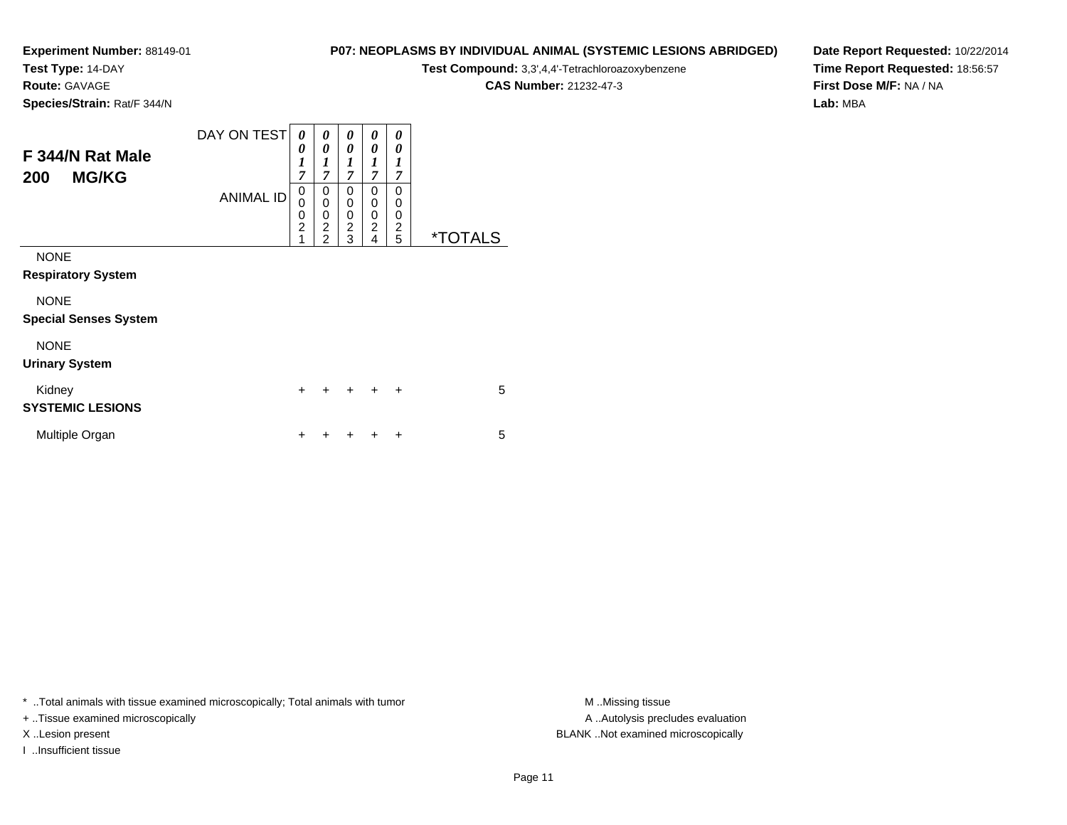**Experiment Number:** 88149-01
**Test Type:** 14-DAY
**Route:** GAVAGE
**Species/Strain:** Rat/F 344/N

**P07: NEOPLASMS BY INDIVIDUAL ANIMAL (SYSTEMIC LESIONS ABRIDGED)**
**Test Compound:** 3,3',4,4'-Tetrachloroazoxybenzene
**CAS Number:** 21232-47-3

**Date Report Requested:** 10/22/2014
**Time Report Requested:** 18:56:57
**First Dose M/F:** NA / NA
**Lab:** MBA

## F 344/N Rat Male
## 200 MG/KG

| DAY ON TEST | 0017 | 0017 | 0017 | 0017 | 0017 | |
|---|---|---|---|---|---|---|
| ANIMAL ID | 00021 | 00022 | 00023 | 00024 | 00025 | *TOTALS |
| NONE | | | | | | |
| **Respiratory System** | | | | | | |
| NONE | | | | | | |
| **Special Senses System** | | | | | | |
| NONE | | | | | | |
| **Urinary System** | | | | | | |
| Kidney | + | + | + | + | + | 5 |
| **SYSTEMIC LESIONS** | | | | | | |
| Multiple Organ | + | + | + | + | + | 5 |

* ..Total animals with tissue examined microscopically; Total animals with tumor
+ ..Tissue examined microscopically
X ..Lesion present
I ..Insufficient tissue

M ..Missing tissue
A ..Autolysis precludes evaluation
BLANK ..Not examined microscopically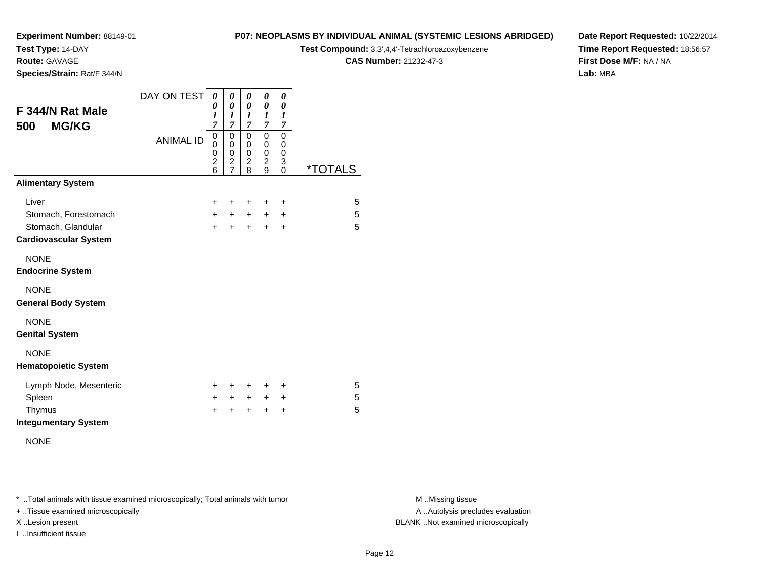**Experiment Number:** 88149-01
**Test Type:** 14-DAY
**Route:** GAVAGE
**Species/Strain:** Rat/F 344/N

**P07: NEOPLASMS BY INDIVIDUAL ANIMAL (SYSTEMIC LESIONS ABRIDGED)**
**Test Compound:** 3,3',4,4'-Tetrachloroazoxybenzene
**CAS Number:** 21232-47-3

**Date Report Requested:** 10/22/2014
**Time Report Requested:** 18:56:57
**First Dose M/F:** NA / NA
**Lab:** MBA

## F 344/N Rat Male
## 500 MG/KG

| DAY ON TEST | 0017 | 0017 | 0017 | 0017 | 0017 | |
|---|---|---|---|---|---|---|
| ANIMAL ID | 00026 | 00027 | 00028 | 00029 | 00030 | *TOTALS |
| **Alimentary System** | | | | | | |
| Liver | + | + | + | + | + | 5 |
| Stomach, Forestomach | + | + | + | + | + | 5 |
| Stomach, Glandular | + | + | + | + | + | 5 |
| **Cardiovascular System** | | | | | | |
| NONE | | | | | | |
| **Endocrine System** | | | | | | |
| NONE | | | | | | |
| **General Body System** | | | | | | |
| NONE | | | | | | |
| **Genital System** | | | | | | |
| NONE | | | | | | |
| **Hematopoietic System** | | | | | | |
| Lymph Node, Mesenteric | + | + | + | + | + | 5 |
| Spleen | + | + | + | + | + | 5 |
| Thymus | + | + | + | + | + | 5 |
| **Integumentary System** | | | | | | |
| NONE | | | | | | |

* ..Total animals with tissue examined microscopically; Total animals with tumor
+ ..Tissue examined microscopically
X ..Lesion present
I ..Insufficient tissue

M ..Missing tissue
A ..Autolysis precludes evaluation
BLANK ..Not examined microscopically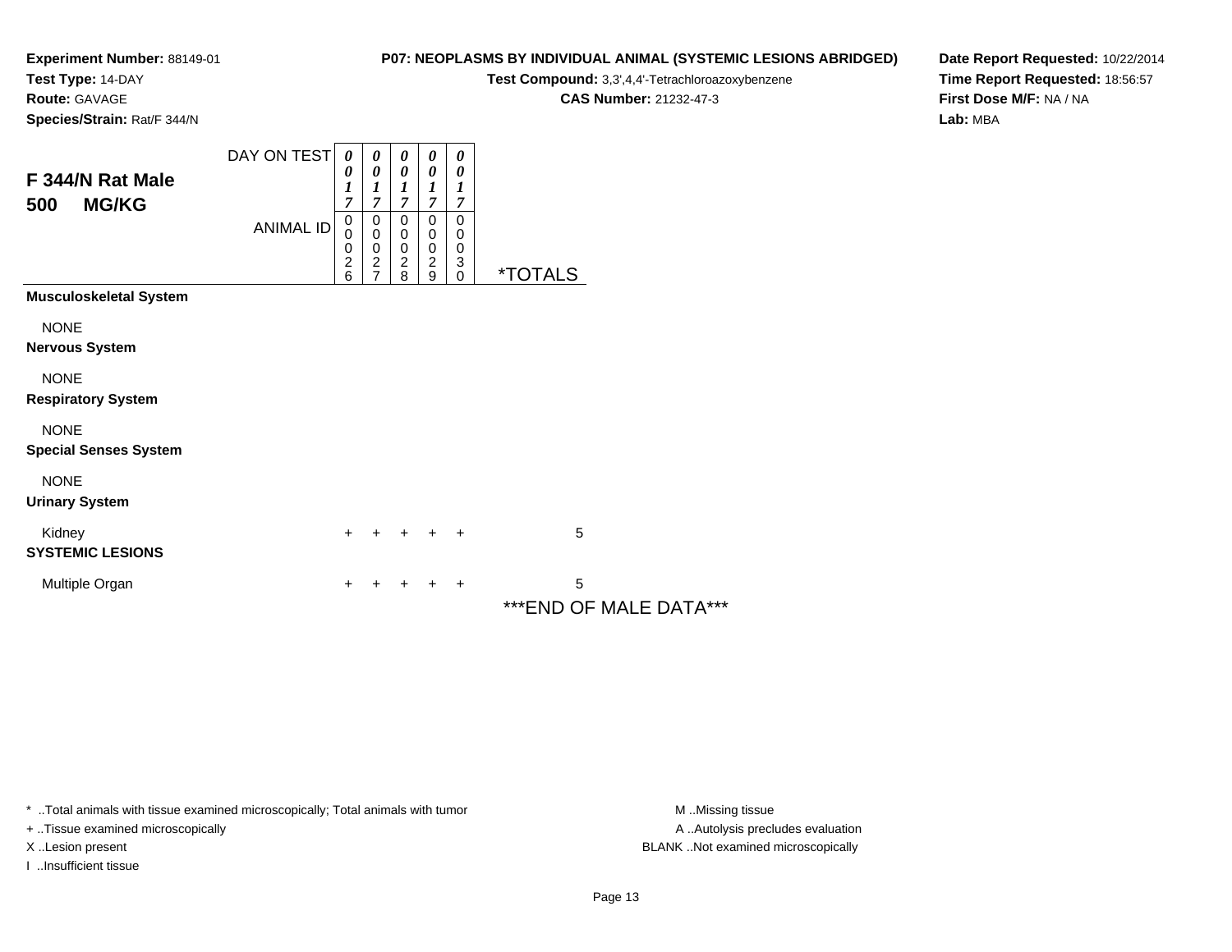**Experiment Number:** 88149-01
**Test Type:** 14-DAY
**Route:** GAVAGE
**Species/Strain:** Rat/F 344/N

**P07: NEOPLASMS BY INDIVIDUAL ANIMAL (SYSTEMIC LESIONS ABRIDGED)**
**Test Compound:** 3,3',4,4'-Tetrachloroazoxybenzene
**CAS Number:** 21232-47-3

**Date Report Requested:** 10/22/2014
**Time Report Requested:** 18:56:57
**First Dose M/F:** NA / NA
**Lab:** MBA

## F 344/N Rat Male
## 500 MG/KG

| | | | | | | |
|---|---|---|---|---|---|---|
| DAY ON TEST | 0017 | 0017 | 0017 | 0017 | 0017 | |
| ANIMAL ID | 00026 | 00027 | 00028 | 00029 | 00030 | *TOTALS |
| **Musculoskeletal System** | | | | | | |
| NONE | | | | | | |
| **Nervous System** | | | | | | |
| NONE | | | | | | |
| **Respiratory System** | | | | | | |
| NONE | | | | | | |
| **Special Senses System** | | | | | | |
| NONE | | | | | | |
| **Urinary System** | | | | | | |
| Kidney | + | + | + | + | + | 5 |
| **SYSTEMIC LESIONS** | | | | | | |
| Multiple Organ | + | + | + | + | + | 5 |

***END OF MALE DATA***

* ..Total animals with tissue examined microscopically; Total animals with tumor
+ ..Tissue examined microscopically
X ..Lesion present
I ..Insufficient tissue

M ..Missing tissue
A ..Autolysis precludes evaluation
BLANK ..Not examined microscopically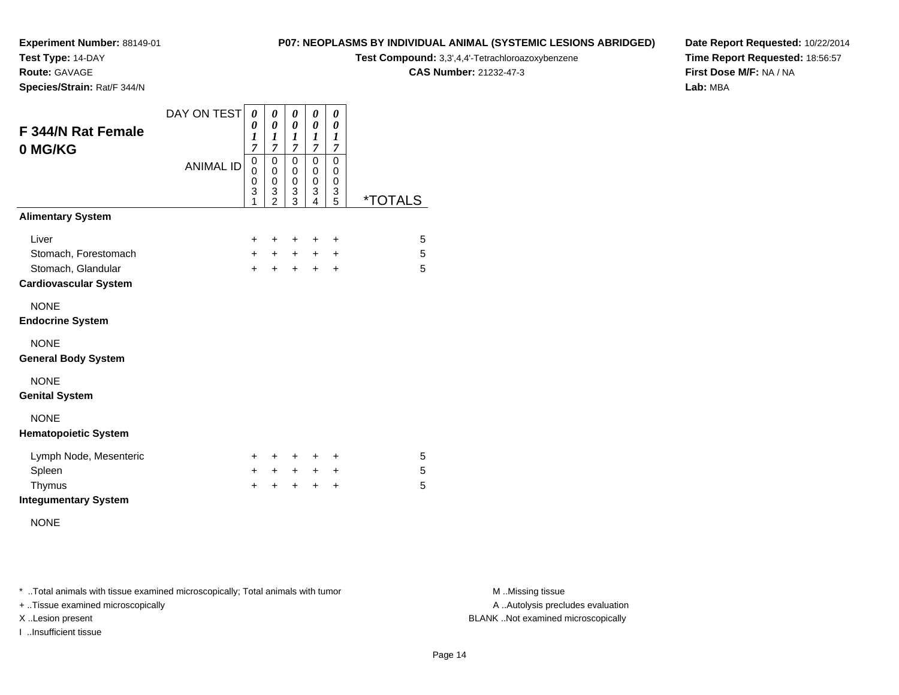**Experiment Number:** 88149-01
**Test Type:** 14-DAY
**Route:** GAVAGE
**Species/Strain:** Rat/F 344/N

**P07: NEOPLASMS BY INDIVIDUAL ANIMAL (SYSTEMIC LESIONS ABRIDGED)**
**Test Compound:** 3,3',4,4'-Tetrachloroazoxybenzene
**CAS Number:** 21232-47-3

**Date Report Requested:** 10/22/2014
**Time Report Requested:** 18:56:57
**First Dose M/F:** NA / NA
**Lab:** MBA

## F 344/N Rat Female 0 MG/KG

| DAY ON TEST | 0017 | 0017 | 0017 | 0017 | 0017 | |
|---|---|---|---|---|---|---|
| **ANIMAL ID** | 00031 | 00032 | 00033 | 00034 | 00035 | ***TOTALS** |
| **Alimentary System** | | | | | | |
| Liver | + | + | + | + | + | 5 |
| Stomach, Forestomach | + | + | + | + | + | 5 |
| Stomach, Glandular | + | + | + | + | + | 5 |
| **Cardiovascular System** | | | | | | |
| NONE | | | | | | |
| **Endocrine System** | | | | | | |
| NONE | | | | | | |
| **General Body System** | | | | | | |
| NONE | | | | | | |
| **Genital System** | | | | | | |
| NONE | | | | | | |
| **Hematopoietic System** | | | | | | |
| Lymph Node, Mesenteric | + | + | + | + | + | 5 |
| Spleen | + | + | + | + | + | 5 |
| Thymus | + | + | + | + | + | 5 |
| **Integumentary System** | | | | | | |
| NONE | | | | | | |

* ..Total animals with tissue examined microscopically; Total animals with tumor
+ ..Tissue examined microscopically
X ..Lesion present
I ..Insufficient tissue

M ..Missing tissue
A ..Autolysis precludes evaluation
BLANK ..Not examined microscopically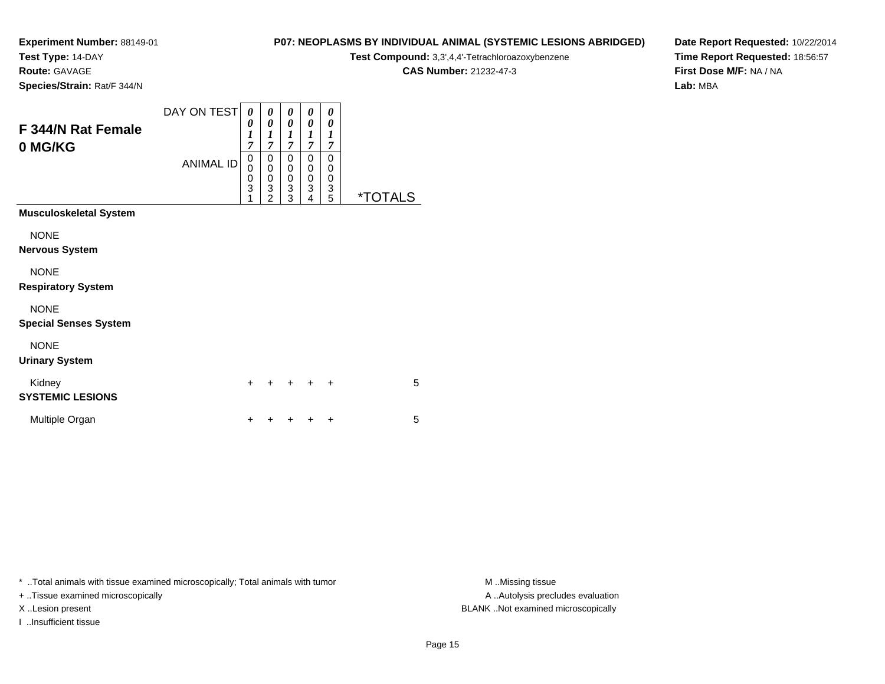**Experiment Number:** 88149-01
**Test Type:** 14-DAY
**Route:** GAVAGE
**Species/Strain:** Rat/F 344/N

**P07: NEOPLASMS BY INDIVIDUAL ANIMAL (SYSTEMIC LESIONS ABRIDGED)**
**Test Compound:** 3,3',4,4'-Tetrachloroazoxybenzene
**CAS Number:** 21232-47-3

**Date Report Requested:** 10/22/2014
**Time Report Requested:** 18:56:57
**First Dose M/F:** NA / NA
**Lab:** MBA

## F 344/N Rat Female 0 MG/KG

| | | | | | | |
|---|---|---|---|---|---|---|
| DAY ON TEST | 0017 | 0017 | 0017 | 0017 | 0017 | |
| ANIMAL ID | 00031 | 00032 | 00033 | 00034 | 00035 | *TOTALS |
| **Musculoskeletal System** | | | | | | |
| NONE | | | | | | |
| **Nervous System** | | | | | | |
| NONE | | | | | | |
| **Respiratory System** | | | | | | |
| NONE | | | | | | |
| **Special Senses System** | | | | | | |
| NONE | | | | | | |
| **Urinary System** | | | | | | |
| Kidney | + | + | + | + | + | 5 |
| **SYSTEMIC LESIONS** | | | | | | |
| Multiple Organ | + | + | + | + | + | 5 |

* ..Total animals with tissue examined microscopically; Total animals with tumor
+ ..Tissue examined microscopically
X ..Lesion present
I ..Insufficient tissue

M ..Missing tissue
A ..Autolysis precludes evaluation
BLANK ..Not examined microscopically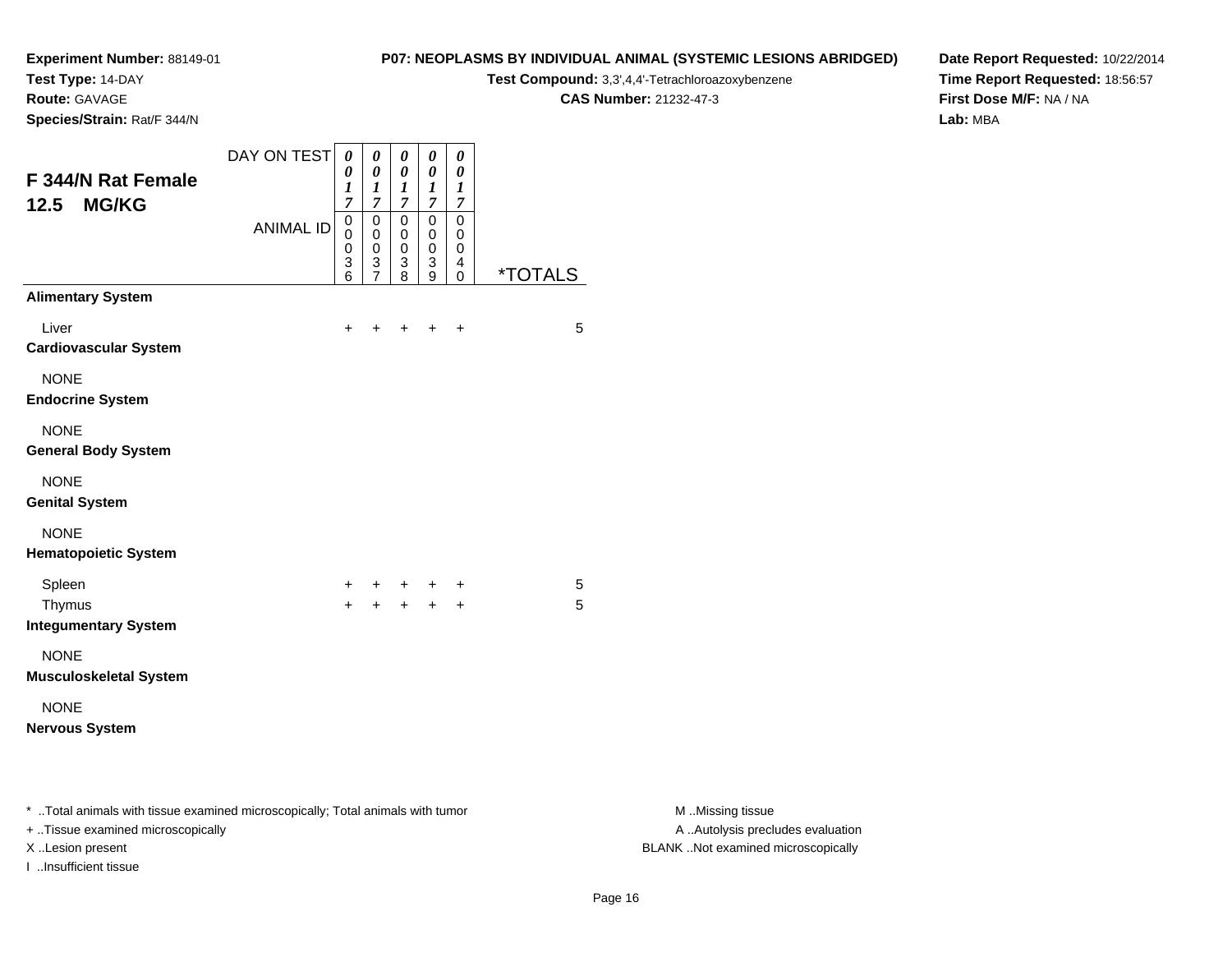**Experiment Number:** 88149-01
**Test Type:** 14-DAY
**Route:** GAVAGE
**Species/Strain:** Rat/F 344/N

**P07: NEOPLASMS BY INDIVIDUAL ANIMAL (SYSTEMIC LESIONS ABRIDGED)**
**Test Compound:** 3,3',4,4'-Tetrachloroazoxybenzene
**CAS Number:** 21232-47-3

**Date Report Requested:** 10/22/2014
**Time Report Requested:** 18:56:57
**First Dose M/F:** NA / NA
**Lab:** MBA

## F 344/N Rat Female 12.5 MG/KG

| DAY ON TEST | 0017 | 0017 | 0017 | 0017 | 0017 | |
|---|---|---|---|---|---|---|
| ANIMAL ID | 00036 | 00037 | 00038 | 00039 | 00040 | *TOTALS |
| **Alimentary System** | | | | | | |
| Liver | + | + | + | + | + | 5 |
| **Cardiovascular System** | | | | | | |
| NONE | | | | | | |
| **Endocrine System** | | | | | | |
| NONE | | | | | | |
| **General Body System** | | | | | | |
| NONE | | | | | | |
| **Genital System** | | | | | | |
| NONE | | | | | | |
| **Hematopoietic System** | | | | | | |
| Spleen | + | + | + | + | + | 5 |
| Thymus | + | + | + | + | + | 5 |
| **Integumentary System** | | | | | | |
| NONE | | | | | | |
| **Musculoskeletal System** | | | | | | |
| NONE | | | | | | |
| **Nervous System** | | | | | | |

* ..Total animals with tissue examined microscopically; Total animals with tumor
+ ..Tissue examined microscopically
X ..Lesion present
I ..Insufficient tissue

M ..Missing tissue
A ..Autolysis precludes evaluation
BLANK ..Not examined microscopically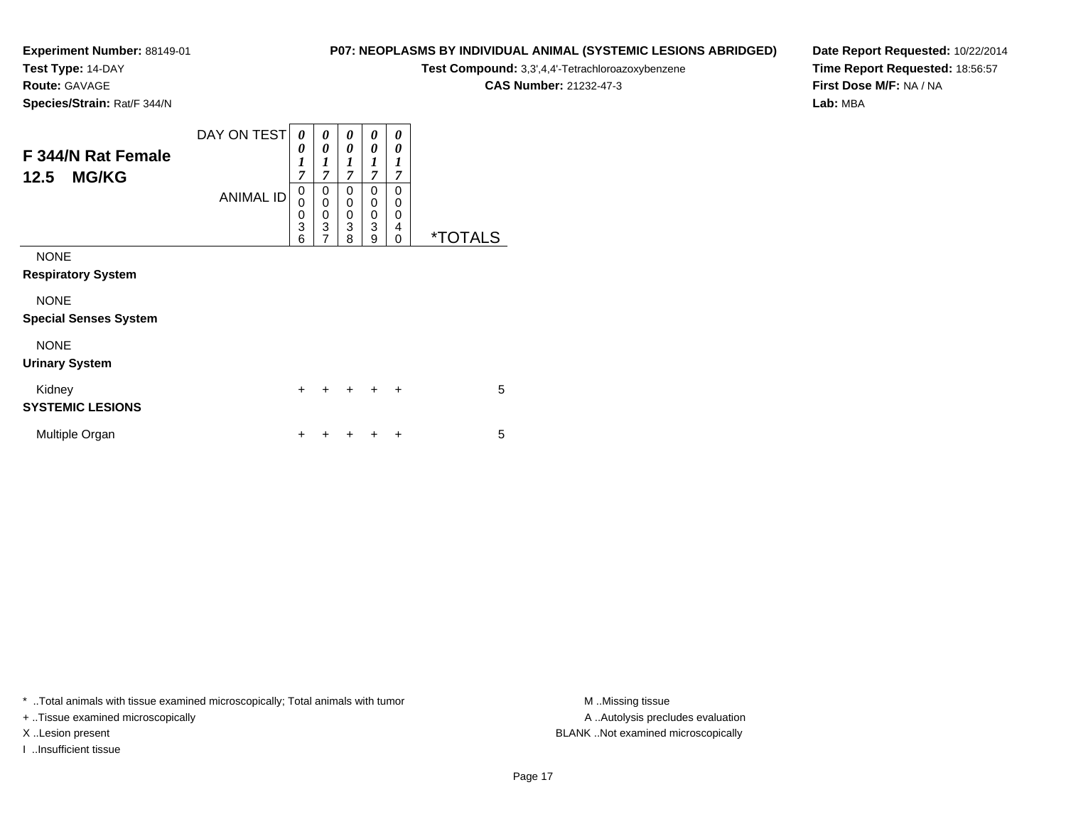**Experiment Number:** 88149-01
**Test Type:** 14-DAY
**Route:** GAVAGE
**Species/Strain:** Rat/F 344/N

**P07: NEOPLASMS BY INDIVIDUAL ANIMAL (SYSTEMIC LESIONS ABRIDGED)**
**Test Compound:** 3,3',4,4'-Tetrachloroazoxybenzene
**CAS Number:** 21232-47-3

**Date Report Requested:** 10/22/2014
**Time Report Requested:** 18:56:57
**First Dose M/F:** NA / NA
**Lab:** MBA

## F 344/N Rat Female 12.5 MG/KG

| DAY ON TEST | 0017 | 0017 | 0017 | 0017 | 0017 | |
|---|---|---|---|---|---|---|
| ANIMAL ID | 00036 | 00037 | 00038 | 00039 | 00040 | *TOTALS |
| NONE | | | | | | |
| **Respiratory System** | | | | | | |
| NONE | | | | | | |
| **Special Senses System** | | | | | | |
| NONE | | | | | | |
| **Urinary System** | | | | | | |
| Kidney | + | + | + | + | + | 5 |
| **SYSTEMIC LESIONS** | | | | | | |
| Multiple Organ | + | + | + | + | + | 5 |

* ..Total animals with tissue examined microscopically; Total animals with tumor
+ ..Tissue examined microscopically
X ..Lesion present
I ..Insufficient tissue

M ..Missing tissue
A ..Autolysis precludes evaluation
BLANK ..Not examined microscopically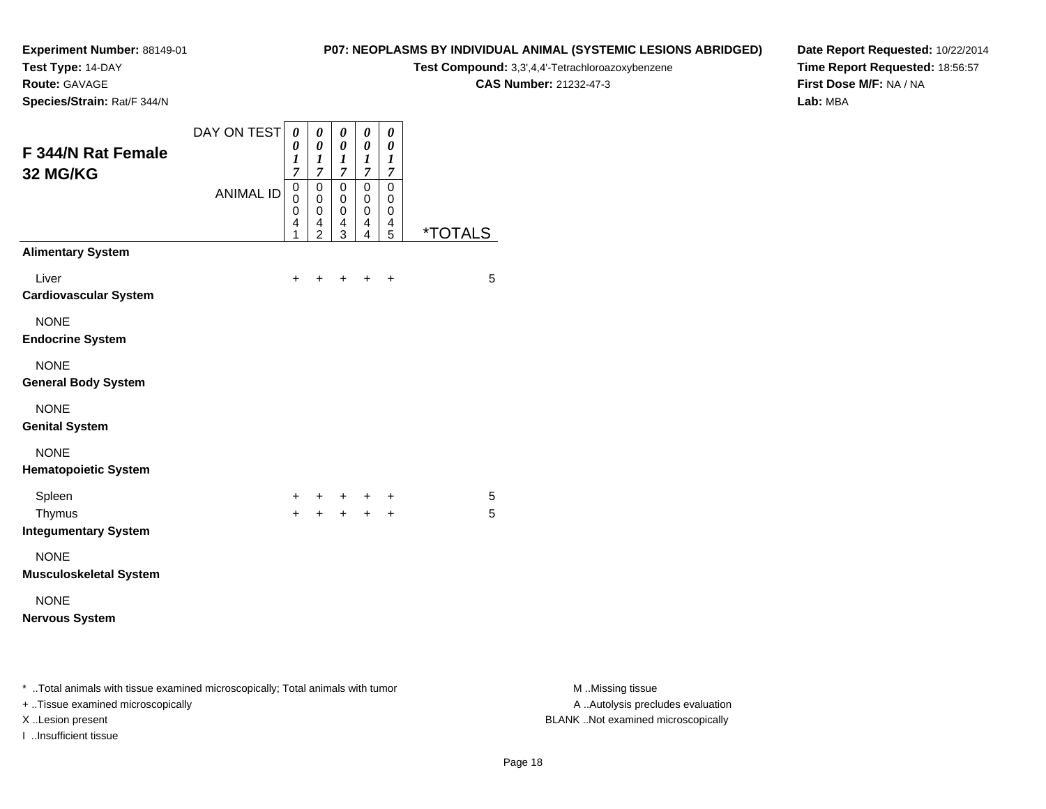**Experiment Number:** 88149-01
**Test Type:** 14-DAY
**Route:** GAVAGE
**Species/Strain:** Rat/F 344/N

**P07: NEOPLASMS BY INDIVIDUAL ANIMAL (SYSTEMIC LESIONS ABRIDGED)**
**Test Compound:** 3,3',4,4'-Tetrachloroazoxybenzene
**CAS Number:** 21232-47-3

**Date Report Requested:** 10/22/2014
**Time Report Requested:** 18:56:57
**First Dose M/F:** NA / NA
**Lab:** MBA

## F 344/N Rat Female 32 MG/KG

| DAY ON TEST | 0017 | 0017 | 0017 | 0017 | 0017 | |
|---|---|---|---|---|---|---|
| ANIMAL ID | 00041 | 00042 | 00043 | 00044 | 00045 | *TOTALS |
| **Alimentary System** | | | | | | |
| Liver | + | + | + | + | + | 5 |
| **Cardiovascular System** | | | | | | |
| NONE | | | | | | |
| **Endocrine System** | | | | | | |
| NONE | | | | | | |
| **General Body System** | | | | | | |
| NONE | | | | | | |
| **Genital System** | | | | | | |
| NONE | | | | | | |
| **Hematopoietic System** | | | | | | |
| Spleen | + | + | + | + | + | 5 |
| Thymus | + | + | + | + | + | 5 |
| **Integumentary System** | | | | | | |
| NONE | | | | | | |
| **Musculoskeletal System** | | | | | | |
| NONE | | | | | | |
| **Nervous System** | | | | | | |

* ..Total animals with tissue examined microscopically; Total animals with tumor
+ ..Tissue examined microscopically
X ..Lesion present
I ..Insufficient tissue

M ..Missing tissue
A ..Autolysis precludes evaluation
BLANK ..Not examined microscopically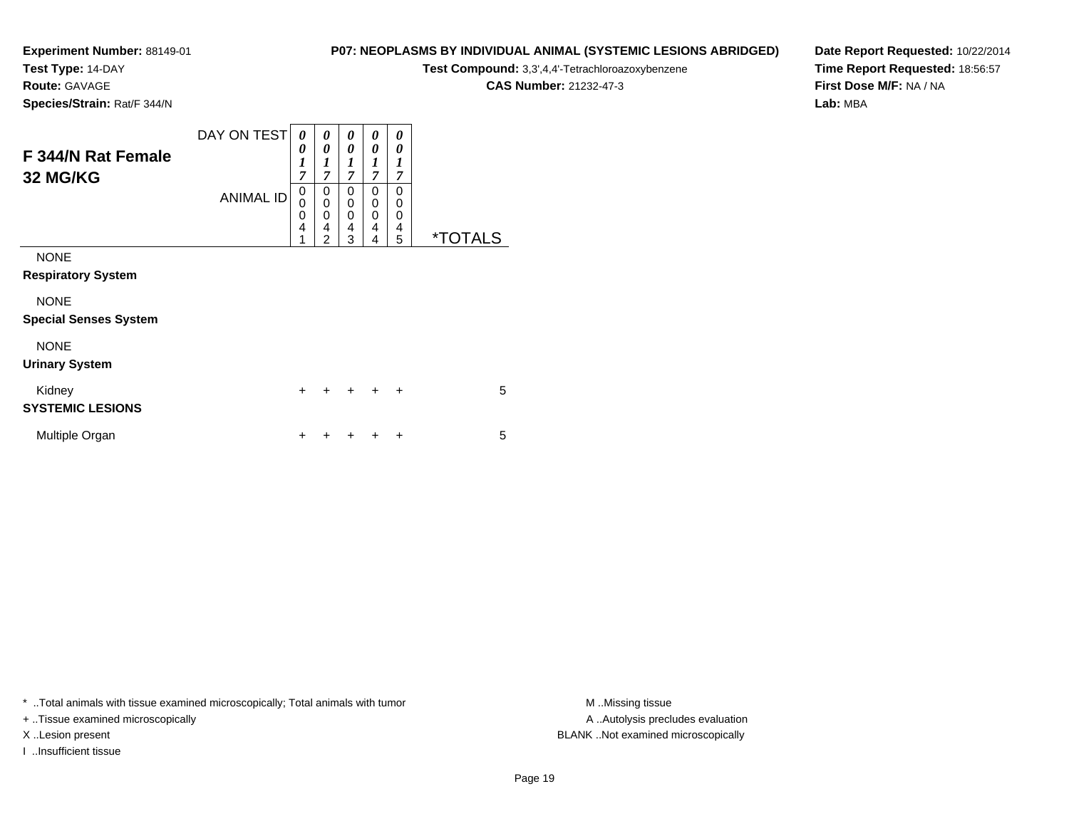**Experiment Number:** 88149-01
**Test Type:** 14-DAY
**Route:** GAVAGE
**Species/Strain:** Rat/F 344/N

**P07: NEOPLASMS BY INDIVIDUAL ANIMAL (SYSTEMIC LESIONS ABRIDGED)**
**Test Compound:** 3,3',4,4'-Tetrachloroazoxybenzene
**CAS Number:** 21232-47-3

**Date Report Requested:** 10/22/2014
**Time Report Requested:** 18:56:57
**First Dose M/F:** NA / NA
**Lab:** MBA

## F 344/N Rat Female 32 MG/KG

| DAY ON TEST | 0017 | 0017 | 0017 | 0017 | 0017 | |
|---|---|---|---|---|---|---|
| ANIMAL ID | 00041 | 00042 | 00043 | 00044 | 00045 | *TOTALS |
| NONE | | | | | | |
| **Respiratory System** | | | | | | |
| NONE | | | | | | |
| **Special Senses System** | | | | | | |
| NONE | | | | | | |
| **Urinary System** | | | | | | |
| Kidney | + | + | + | + | + | 5 |
| **SYSTEMIC LESIONS** | | | | | | |
| Multiple Organ | + | + | + | + | + | 5 |

* ..Total animals with tissue examined microscopically; Total animals with tumor
+ ..Tissue examined microscopically
X ..Lesion present
I ..Insufficient tissue

M ..Missing tissue
A ..Autolysis precludes evaluation
BLANK ..Not examined microscopically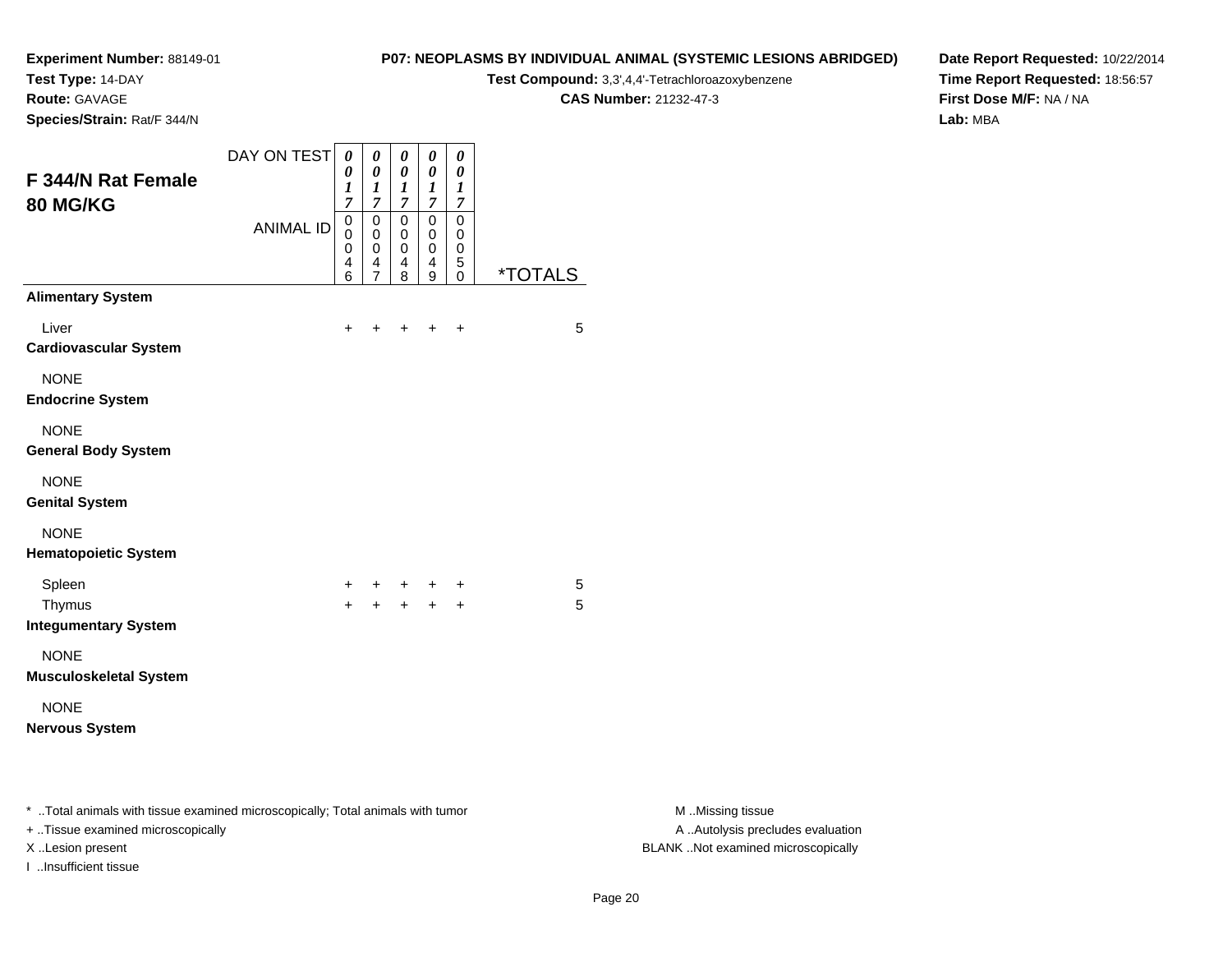**Experiment Number:** 88149-01
**Test Type:** 14-DAY
**Route:** GAVAGE
**Species/Strain:** Rat/F 344/N

**P07: NEOPLASMS BY INDIVIDUAL ANIMAL (SYSTEMIC LESIONS ABRIDGED)**
**Test Compound:** 3,3',4,4'-Tetrachloroazoxybenzene
**CAS Number:** 21232-47-3

**Date Report Requested:** 10/22/2014
**Time Report Requested:** 18:56:57
**First Dose M/F:** NA / NA
**Lab:** MBA

## F 344/N Rat Female 80 MG/KG

| DAY ON TEST | 0017 | 0017 | 0017 | 0017 | 0017 | |
|---|---|---|---|---|---|---|
| ANIMAL ID | 00046 | 00047 | 00048 | 00049 | 00050 | *TOTALS |
| **Alimentary System** | | | | | | |
| Liver | + | + | + | + | + | 5 |
| **Cardiovascular System** | | | | | | |
| NONE | | | | | | |
| **Endocrine System** | | | | | | |
| NONE | | | | | | |
| **General Body System** | | | | | | |
| NONE | | | | | | |
| **Genital System** | | | | | | |
| NONE | | | | | | |
| **Hematopoietic System** | | | | | | |
| Spleen | + | + | + | + | + | 5 |
| Thymus | + | + | + | + | + | 5 |
| **Integumentary System** | | | | | | |
| NONE | | | | | | |
| **Musculoskeletal System** | | | | | | |
| NONE | | | | | | |
| **Nervous System** | | | | | | |

* ..Total animals with tissue examined microscopically; Total animals with tumor
+ ..Tissue examined microscopically
X ..Lesion present
I ..Insufficient tissue

M ..Missing tissue
A ..Autolysis precludes evaluation
BLANK ..Not examined microscopically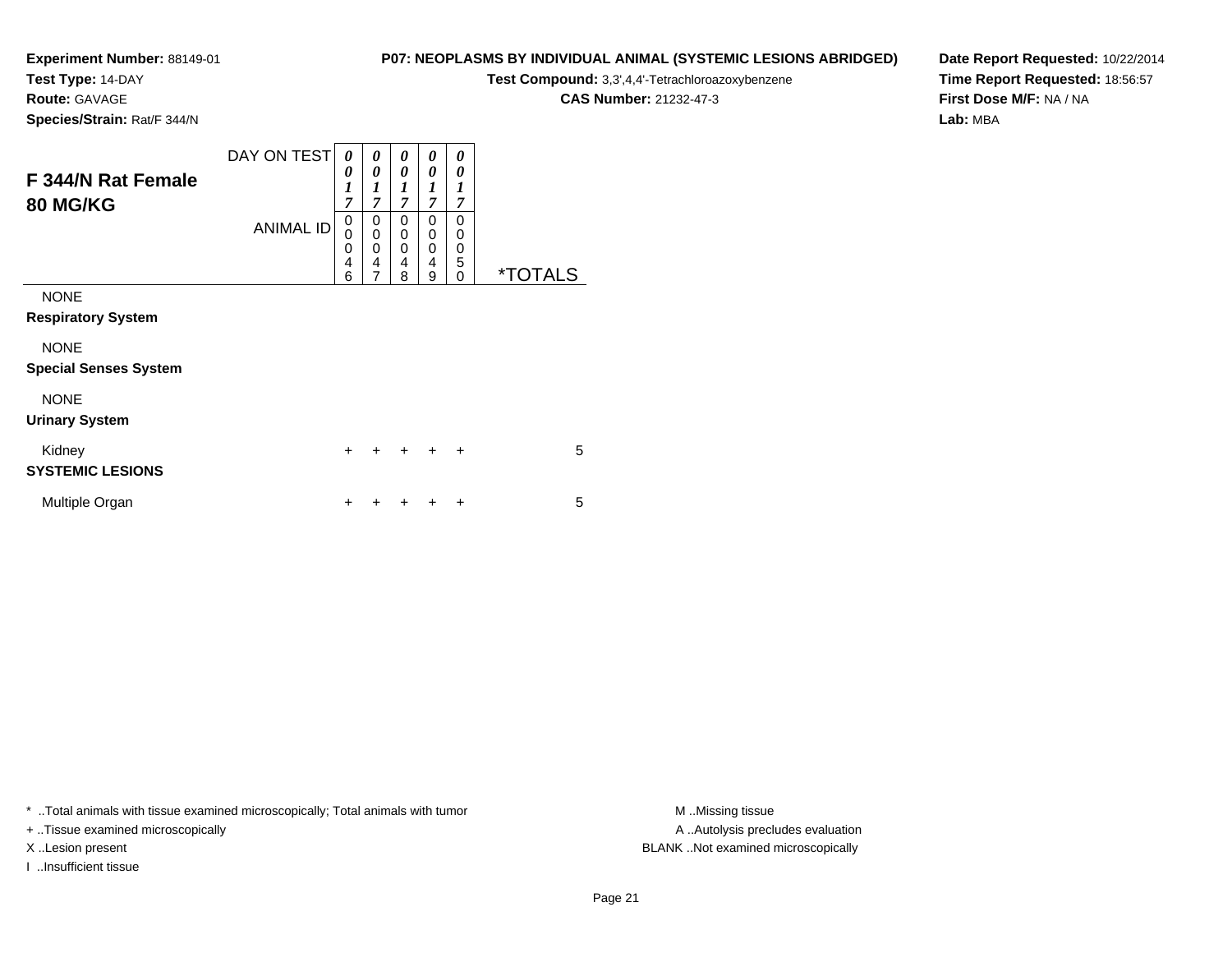**Experiment Number:** 88149-01
**Test Type:** 14-DAY
**Route:** GAVAGE
**Species/Strain:** Rat/F 344/N

**P07: NEOPLASMS BY INDIVIDUAL ANIMAL (SYSTEMIC LESIONS ABRIDGED)**
**Test Compound:** 3,3',4,4'-Tetrachloroazoxybenzene
**CAS Number:** 21232-47-3

**Date Report Requested:** 10/22/2014
**Time Report Requested:** 18:56:57
**First Dose M/F:** NA / NA
**Lab:** MBA

## F 344/N Rat Female
## 80 MG/KG

| DAY ON TEST | 0017 | 0017 | 0017 | 0017 | 0017 | |
|---|---|---|---|---|---|---|
| ANIMAL ID | 00046 | 00047 | 00048 | 00049 | 00050 | *TOTALS |
| NONE | | | | | | |
| **Respiratory System** | | | | | | |
| NONE | | | | | | |
| **Special Senses System** | | | | | | |
| NONE | | | | | | |
| **Urinary System** | | | | | | |
| Kidney | + | + | + | + | + | 5 |
| **SYSTEMIC LESIONS** | | | | | | |
| Multiple Organ | + | + | + | + | + | 5 |

* ..Total animals with tissue examined microscopically; Total animals with tumor
+ ..Tissue examined microscopically
X ..Lesion present
I ..Insufficient tissue

M ..Missing tissue
A ..Autolysis precludes evaluation
BLANK ..Not examined microscopically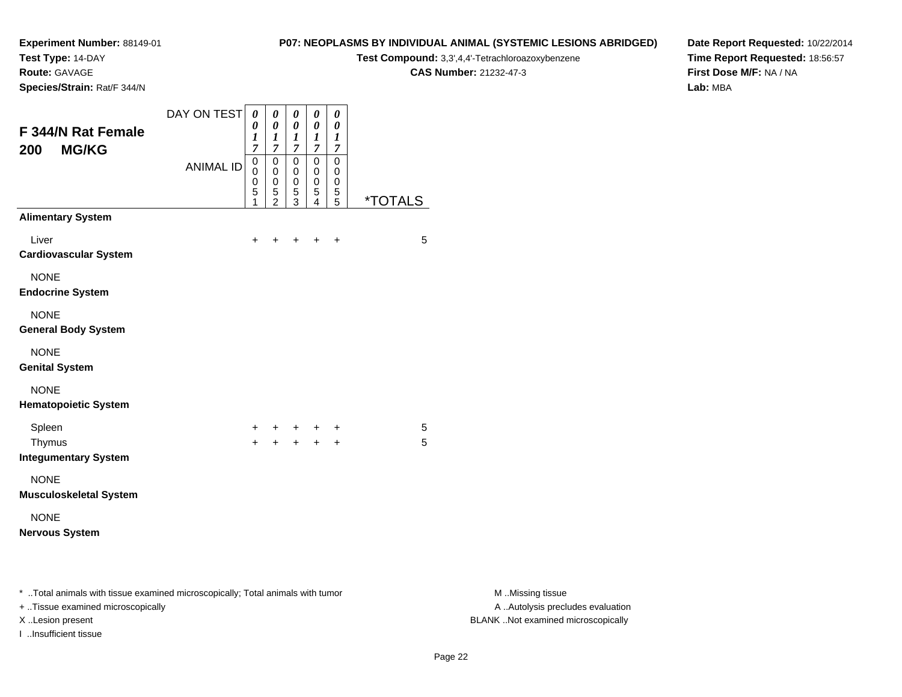**Experiment Number:** 88149-01
**Test Type:** 14-DAY
**Route:** GAVAGE
**Species/Strain:** Rat/F 344/N

**P07: NEOPLASMS BY INDIVIDUAL ANIMAL (SYSTEMIC LESIONS ABRIDGED)**
**Test Compound:** 3,3',4,4'-Tetrachloroazoxybenzene
**CAS Number:** 21232-47-3

**Date Report Requested:** 10/22/2014
**Time Report Requested:** 18:56:57
**First Dose M/F:** NA / NA
**Lab:** MBA

## F 344/N Rat Female
## 200 MG/KG

| DAY ON TEST | 0017 | 0017 | 0017 | 0017 | 0017 | |
|---|---|---|---|---|---|---|
| ANIMAL ID | 00051 | 00052 | 00053 | 00054 | 00055 | *TOTALS |
| **Alimentary System** | | | | | | |
| Liver | + | + | + | + | + | 5 |
| **Cardiovascular System** | | | | | | |
| NONE | | | | | | |
| **Endocrine System** | | | | | | |
| NONE | | | | | | |
| **General Body System** | | | | | | |
| NONE | | | | | | |
| **Genital System** | | | | | | |
| NONE | | | | | | |
| **Hematopoietic System** | | | | | | |
| Spleen | + | + | + | + | + | 5 |
| Thymus | + | + | + | + | + | 5 |
| **Integumentary System** | | | | | | |
| NONE | | | | | | |
| **Musculoskeletal System** | | | | | | |
| NONE | | | | | | |
| **Nervous System** | | | | | | |

* ..Total animals with tissue examined microscopically; Total animals with tumor
+ ..Tissue examined microscopically
X ..Lesion present
I ..Insufficient tissue

M ..Missing tissue
A ..Autolysis precludes evaluation
BLANK ..Not examined microscopically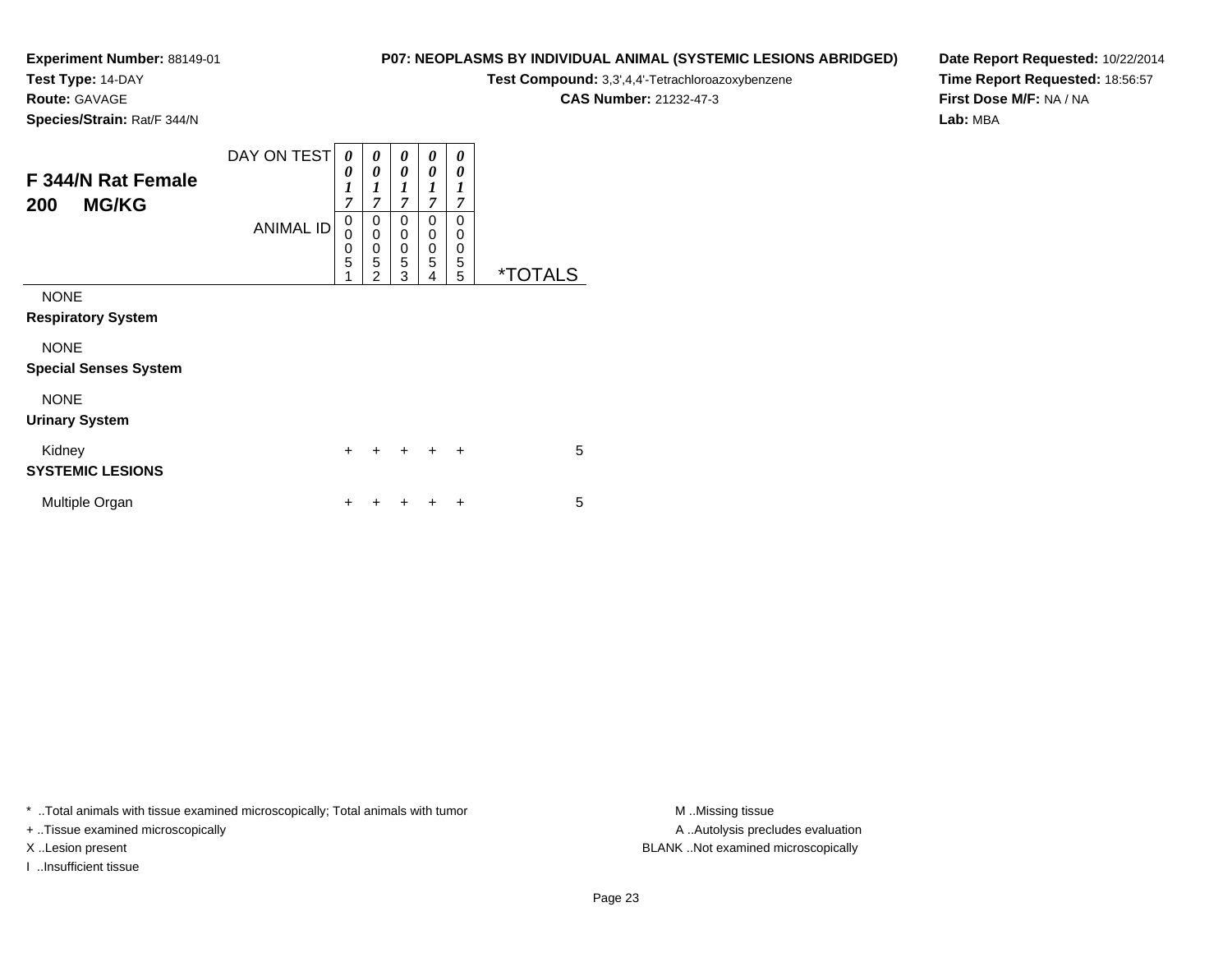**Experiment Number:** 88149-01
**Test Type:** 14-DAY
**Route:** GAVAGE
**Species/Strain:** Rat/F 344/N

**P07: NEOPLASMS BY INDIVIDUAL ANIMAL (SYSTEMIC LESIONS ABRIDGED)**
**Test Compound:** 3,3',4,4'-Tetrachloroazoxybenzene
**CAS Number:** 21232-47-3

**Date Report Requested:** 10/22/2014
**Time Report Requested:** 18:56:57
**First Dose M/F:** NA / NA
**Lab:** MBA

## F 344/N Rat Female
## 200 MG/KG

| DAY ON TEST | 0017 | 0017 | 0017 | 0017 | 0017 | |
|---|---|---|---|---|---|---|
| **ANIMAL ID** | 00051 | 00052 | 00053 | 00054 | 00055 | ***TOTALS** |
| NONE | | | | | | |
| **Respiratory System** | | | | | | |
| NONE | | | | | | |
| **Special Senses System** | | | | | | |
| NONE | | | | | | |
| **Urinary System** | | | | | | |
| Kidney | + | + | + | + | + | 5 |
| **SYSTEMIC LESIONS** | | | | | | |
| Multiple Organ | + | + | + | + | + | 5 |

* ..Total animals with tissue examined microscopically; Total animals with tumor
+ ..Tissue examined microscopically
X ..Lesion present
I ..Insufficient tissue

M ..Missing tissue
A ..Autolysis precludes evaluation
BLANK ..Not examined microscopically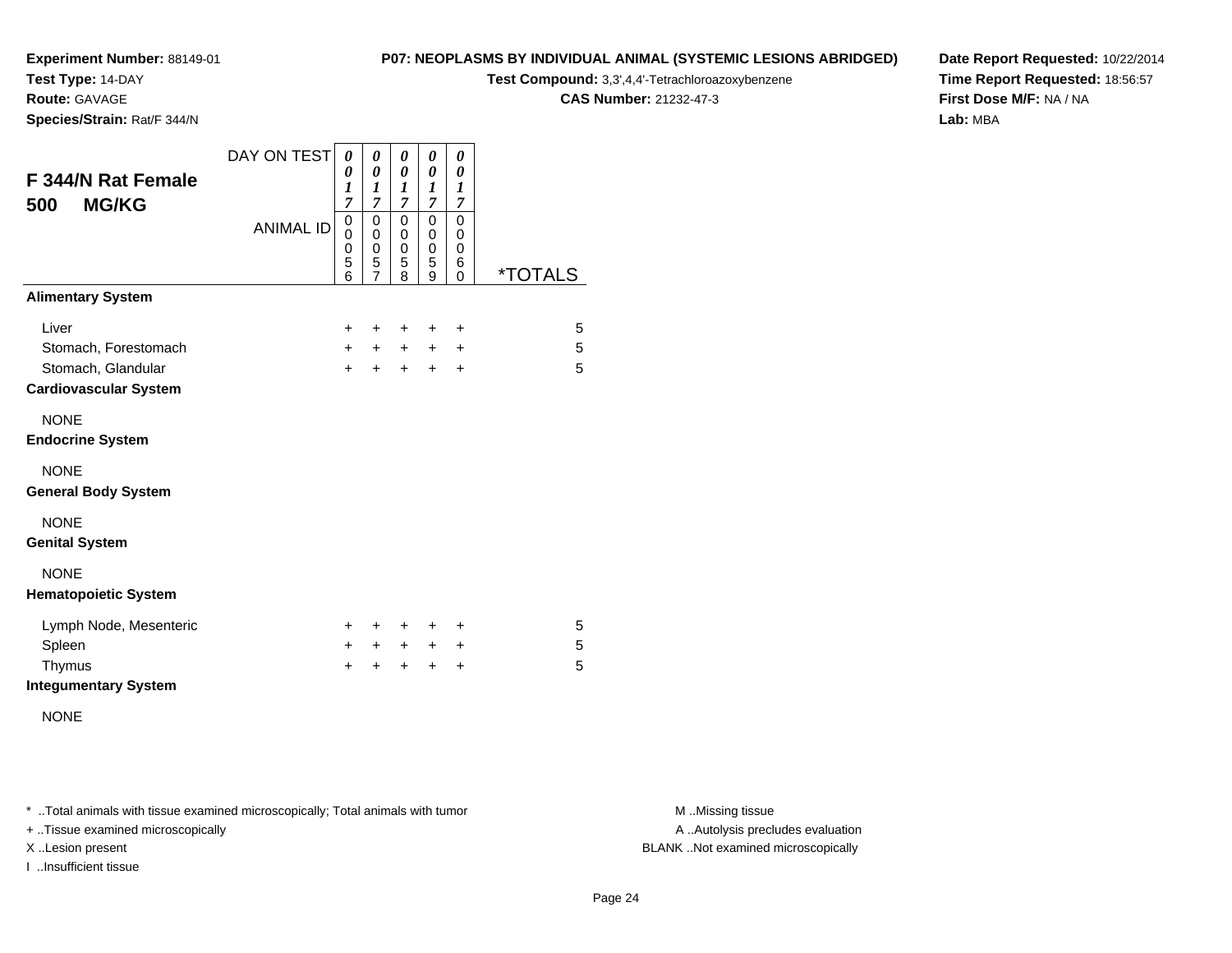**Experiment Number:** 88149-01
**Test Type:** 14-DAY
**Route:** GAVAGE
**Species/Strain:** Rat/F 344/N

**P07: NEOPLASMS BY INDIVIDUAL ANIMAL (SYSTEMIC LESIONS ABRIDGED)**
**Test Compound:** 3,3',4,4'-Tetrachloroazoxybenzene
**CAS Number:** 21232-47-3

**Date Report Requested:** 10/22/2014
**Time Report Requested:** 18:56:57
**First Dose M/F:** NA / NA
**Lab:** MBA

## F 344/N Rat Female 500 MG/KG

| | | | | | | |
|---|---|---|---|---|---|---|
| DAY ON TEST | 0017 | 0017 | 0017 | 0017 | 0017 | |
| ANIMAL ID | 00056 | 00057 | 00058 | 00059 | 00060 | *TOTALS |
| **Alimentary System** | | | | | | |
| Liver | + | + | + | + | + | 5 |
| Stomach, Forestomach | + | + | + | + | + | 5 |
| Stomach, Glandular | + | + | + | + | + | 5 |
| **Cardiovascular System** | | | | | | |
| NONE | | | | | | |
| **Endocrine System** | | | | | | |
| NONE | | | | | | |
| **General Body System** | | | | | | |
| NONE | | | | | | |
| **Genital System** | | | | | | |
| NONE | | | | | | |
| **Hematopoietic System** | | | | | | |
| Lymph Node, Mesenteric | + | + | + | + | + | 5 |
| Spleen | + | + | + | + | + | 5 |
| Thymus | + | + | + | + | + | 5 |
| **Integumentary System** | | | | | | |
| NONE | | | | | | |

* ..Total animals with tissue examined microscopically; Total animals with tumor
+ ..Tissue examined microscopically
X ..Lesion present
I ..Insufficient tissue

M ..Missing tissue
A ..Autolysis precludes evaluation
BLANK ..Not examined microscopically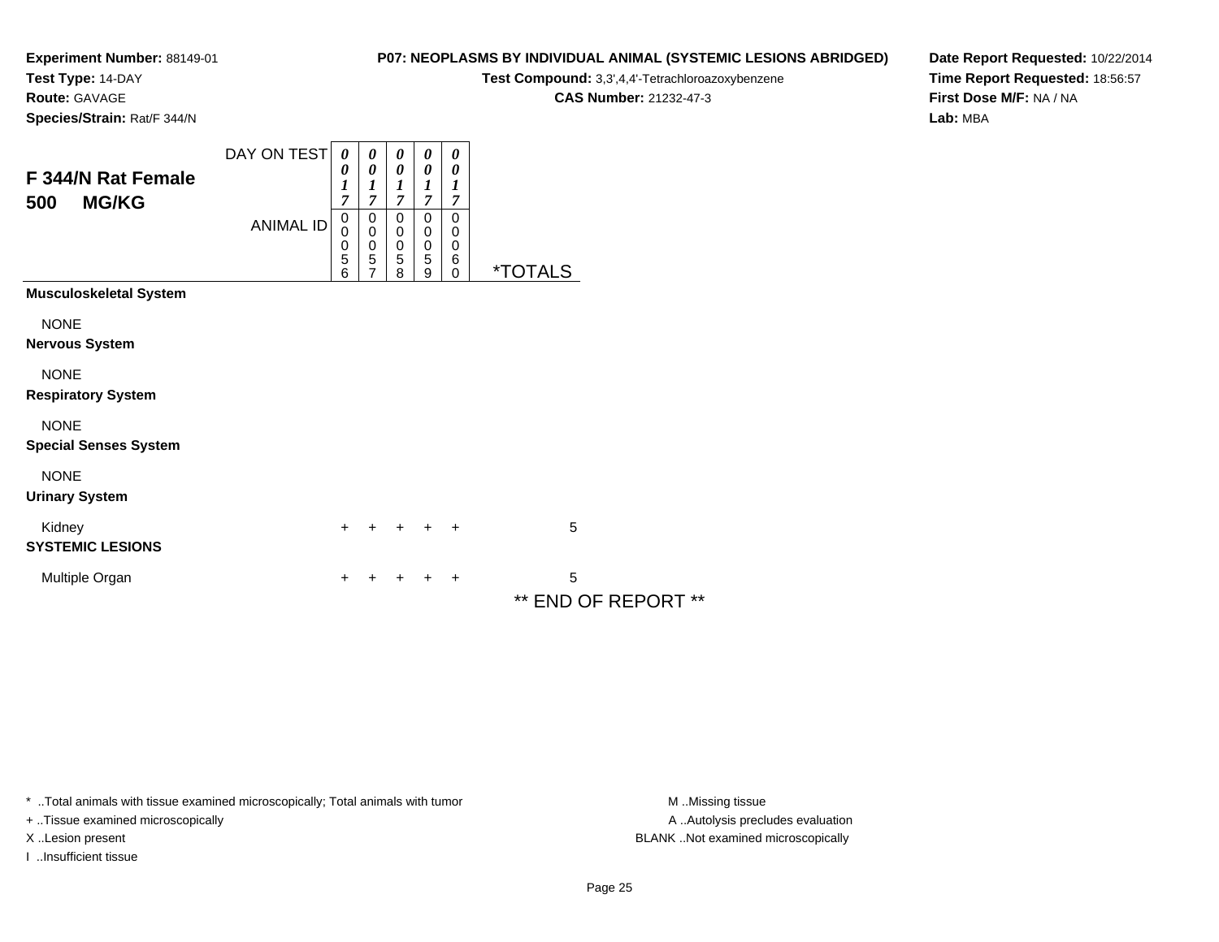**Experiment Number:** 88149-01
**Test Type:** 14-DAY
**Route:** GAVAGE
**Species/Strain:** Rat/F 344/N

**P07: NEOPLASMS BY INDIVIDUAL ANIMAL (SYSTEMIC LESIONS ABRIDGED)**
**Test Compound:** 3,3',4,4'-Tetrachloroazoxybenzene
**CAS Number:** 21232-47-3

**Date Report Requested:** 10/22/2014
**Time Report Requested:** 18:56:57
**First Dose M/F:** NA / NA
**Lab:** MBA

**F 344/N Rat Female**
**500 MG/KG**

| DAY ON TEST | 0017 | 0017 | 0017 | 0017 | 0017 | |
|---|---|---|---|---|---|---|
| ANIMAL ID | 00056 | 00057 | 00058 | 00059 | 00060 | *TOTALS |
| **Musculoskeletal System** | | | | | | |
| NONE | | | | | | |
| **Nervous System** | | | | | | |
| NONE | | | | | | |
| **Respiratory System** | | | | | | |
| NONE | | | | | | |
| **Special Senses System** | | | | | | |
| NONE | | | | | | |
| **Urinary System** | | | | | | |
| Kidney | + | + | + | + | + | 5 |
| **SYSTEMIC LESIONS** | | | | | | |
| Multiple Organ | + | + | + | + | + | 5 |

** END OF REPORT **

* ..Total animals with tissue examined microscopically; Total animals with tumor
+ ..Tissue examined microscopically
X ..Lesion present
I ..Insufficient tissue

M ..Missing tissue
A ..Autolysis precludes evaluation
BLANK ..Not examined microscopically